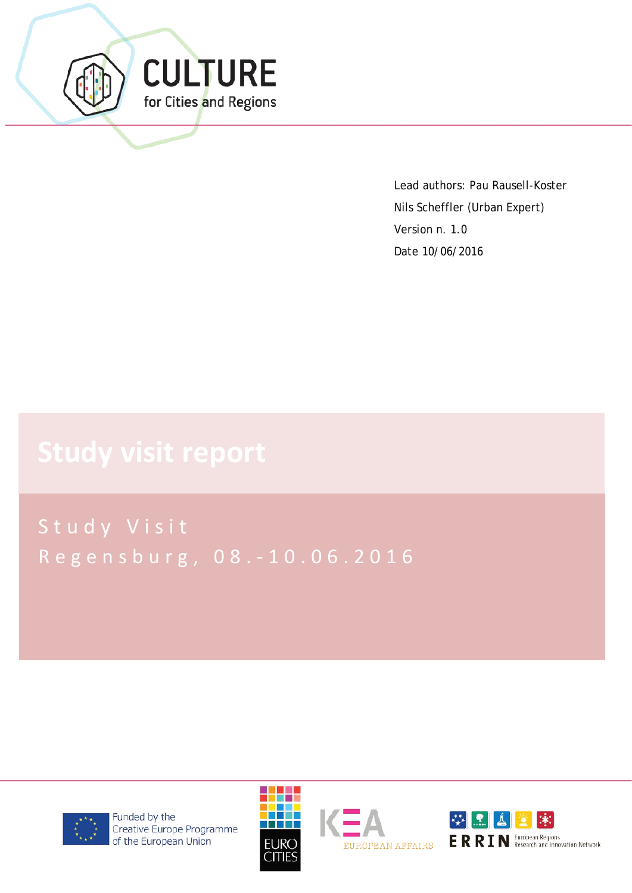# CULTURE for Cities and Regions

Lead authors: Pau Rausell-Koster

Nils Scheffler (Urban Expert)

Version n. 1.0

Date 10/06/2016

# Study visit report

## Study Visit Regensburg, 08.-10.06.2016

Funded by the Creative Europe Programme of the European Union

EUROCITIES

KEA EUROPEAN AFFAIRS

ERRIN European Regions Research and Innovation Network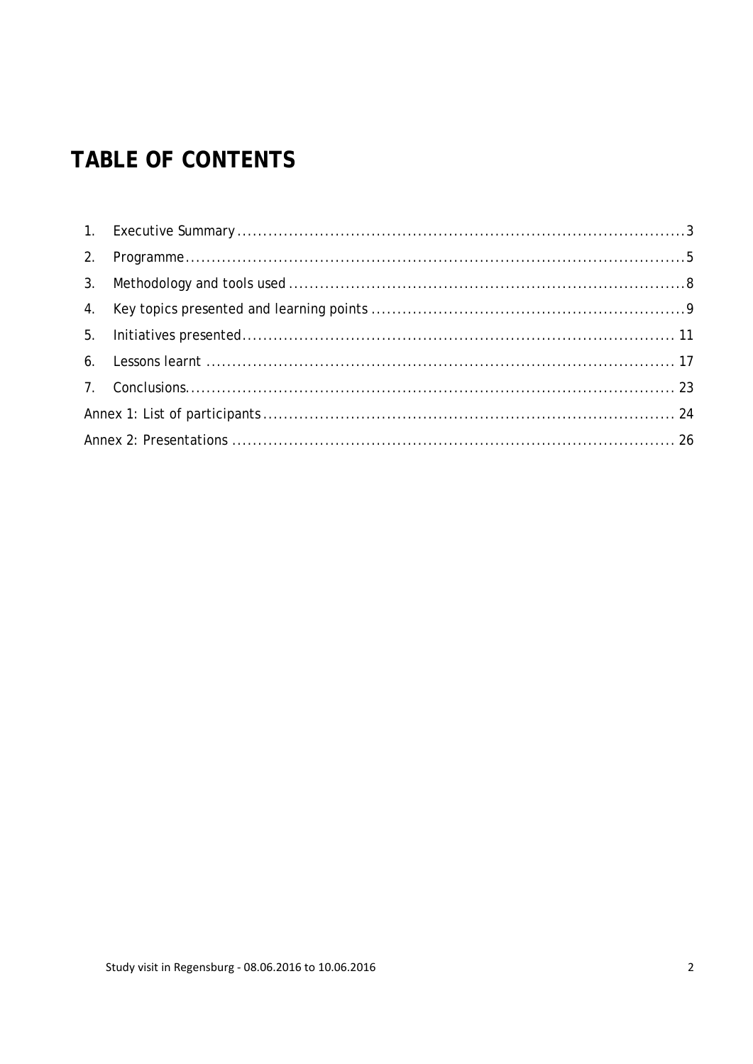# TABLE OF CONTENTS

1. Executive Summary ..... 3
2. Programme ..... 5
3. Methodology and tools used ..... 8
4. Key topics presented and learning points ..... 9
5. Initiatives presented ..... 11
6. Lessons learnt ..... 17
7. Conclusions ..... 23

Annex 1: List of participants ..... 24

Annex 2: Presentations ..... 26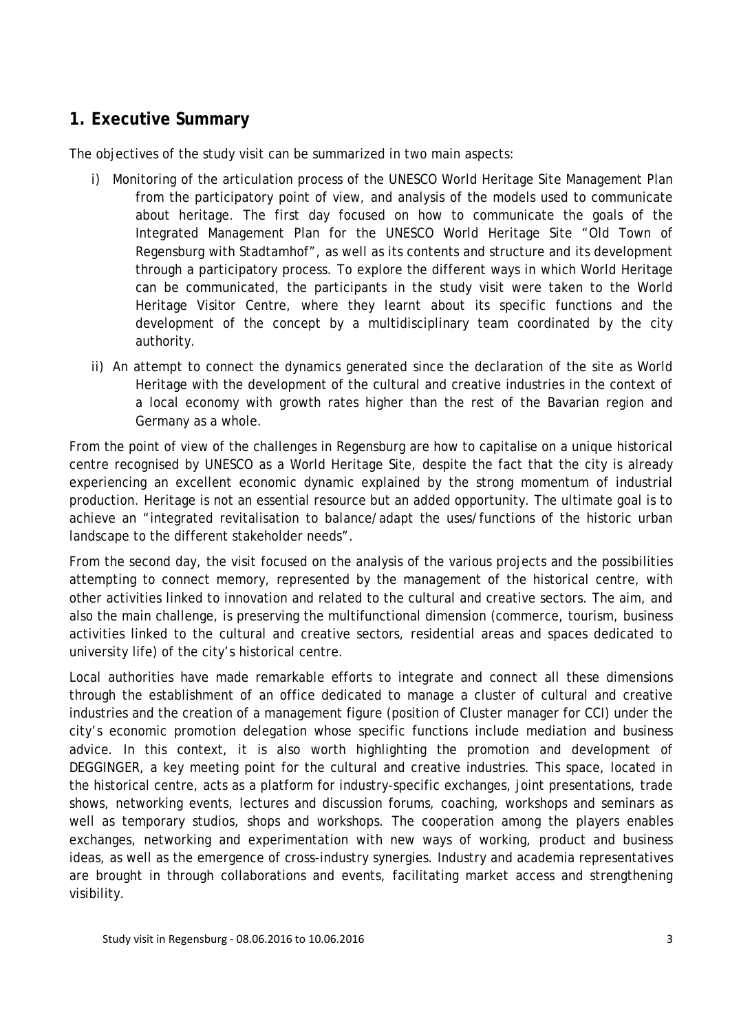## 1. Executive Summary

The objectives of the study visit can be summarized in two main aspects:

i) Monitoring of the articulation process of the UNESCO World Heritage Site Management Plan from the participatory point of view, and analysis of the models used to communicate about heritage. The first day focused on how to communicate the goals of the Integrated Management Plan for the UNESCO World Heritage Site "Old Town of Regensburg with Stadtamhof", as well as its contents and structure and its development through a participatory process. To explore the different ways in which World Heritage can be communicated, the participants in the study visit were taken to the World Heritage Visitor Centre, where they learnt about its specific functions and the development of the concept by a multidisciplinary team coordinated by the city authority.

ii) An attempt to connect the dynamics generated since the declaration of the site as World Heritage with the development of the cultural and creative industries in the context of a local economy with growth rates higher than the rest of the Bavarian region and Germany as a whole.

From the point of view of the challenges in Regensburg are how to capitalise on a unique historical centre recognised by UNESCO as a World Heritage Site, despite the fact that the city is already experiencing an excellent economic dynamic explained by the strong momentum of industrial production. Heritage is not an essential resource but an added opportunity. The ultimate goal is to achieve an "integrated revitalisation to balance/adapt the uses/functions of the historic urban landscape to the different stakeholder needs".

From the second day, the visit focused on the analysis of the various projects and the possibilities attempting to connect memory, represented by the management of the historical centre, with other activities linked to innovation and related to the cultural and creative sectors. The aim, and also the main challenge, is preserving the multifunctional dimension (commerce, tourism, business activities linked to the cultural and creative sectors, residential areas and spaces dedicated to university life) of the city's historical centre.

Local authorities have made remarkable efforts to integrate and connect all these dimensions through the establishment of an office dedicated to manage a cluster of cultural and creative industries and the creation of a management figure (position of Cluster manager for CCI) under the city's economic promotion delegation whose specific functions include mediation and business advice. In this context, it is also worth highlighting the promotion and development of DEGGINGER, a key meeting point for the cultural and creative industries. This space, located in the historical centre, acts as a platform for industry-specific exchanges, joint presentations, trade shows, networking events, lectures and discussion forums, coaching, workshops and seminars as well as temporary studios, shops and workshops. The cooperation among the players enables exchanges, networking and experimentation with new ways of working, product and business ideas, as well as the emergence of cross-industry synergies. Industry and academia representatives are brought in through collaborations and events, facilitating market access and strengthening visibility.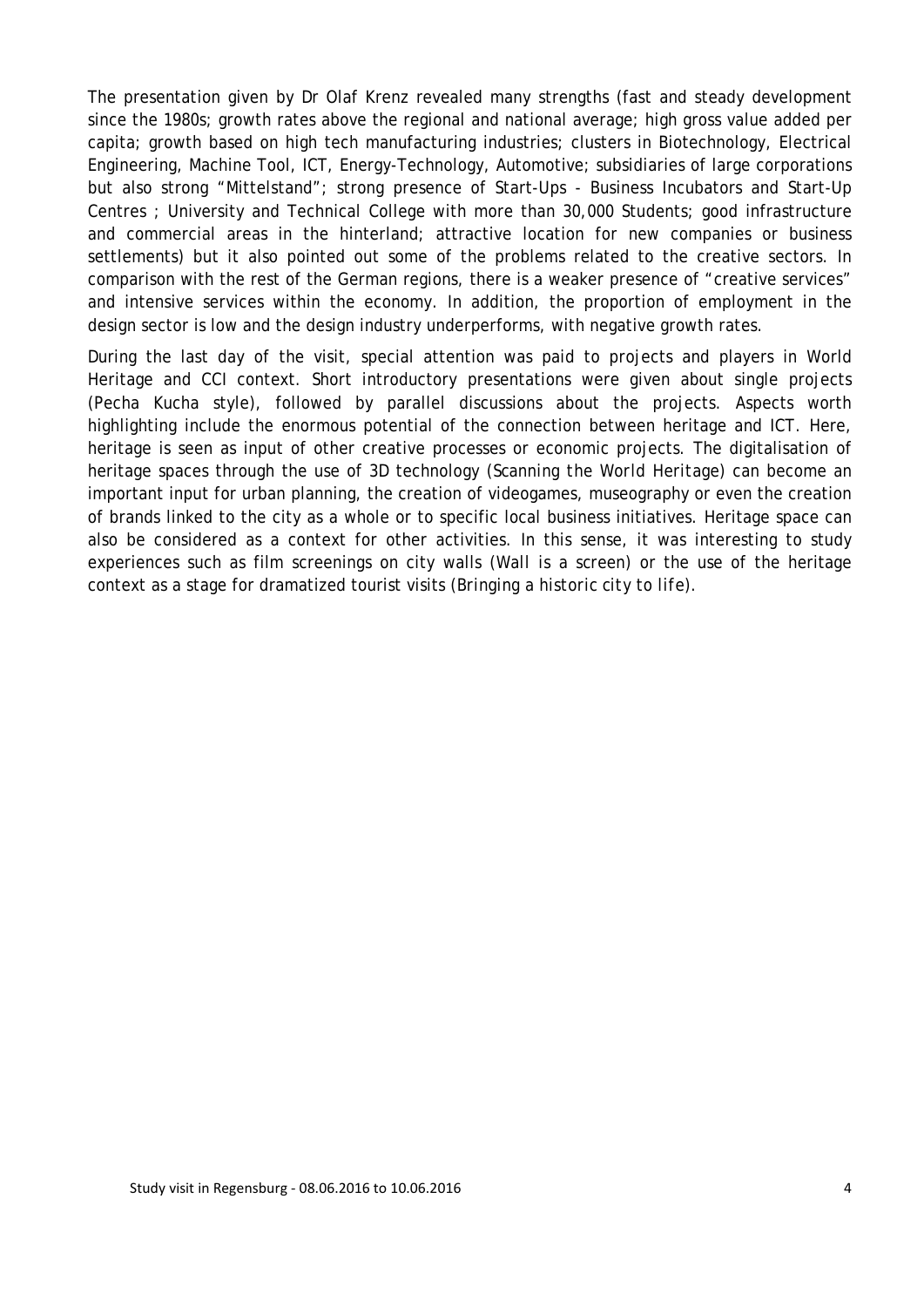The presentation given by Dr Olaf Krenz revealed many strengths (fast and steady development since the 1980s; growth rates above the regional and national average; high gross value added per capita; growth based on high tech manufacturing industries; clusters in Biotechnology, Electrical Engineering, Machine Tool, ICT, Energy-Technology, Automotive; subsidiaries of large corporations but also strong “Mittelstand”; strong presence of Start-Ups - Business Incubators and Start-Up Centres ; University and Technical College with more than 30,000 Students; good infrastructure and commercial areas in the hinterland; attractive location for new companies or business settlements) but it also pointed out some of the problems related to the creative sectors. In comparison with the rest of the German regions, there is a weaker presence of “creative services” and intensive services within the economy. In addition, the proportion of employment in the design sector is low and the design industry underperforms, with negative growth rates.

During the last day of the visit, special attention was paid to projects and players in World Heritage and CCI context. Short introductory presentations were given about single projects (Pecha Kucha style), followed by parallel discussions about the projects. Aspects worth highlighting include the enormous potential of the connection between heritage and ICT. Here, heritage is seen as input of other creative processes or economic projects. The digitalisation of heritage spaces through the use of 3D technology (*Scanning the World Heritage*) can become an important input for urban planning, the creation of videogames, museography or even the creation of brands linked to the city as a whole or to specific local business initiatives. Heritage space can also be considered as a context for other activities. In this sense, it was interesting to study experiences such as film screenings on city walls (*Wall is a screen*) or the use of the heritage context as a stage for dramatized tourist visits (*Bringing a historic city to life*).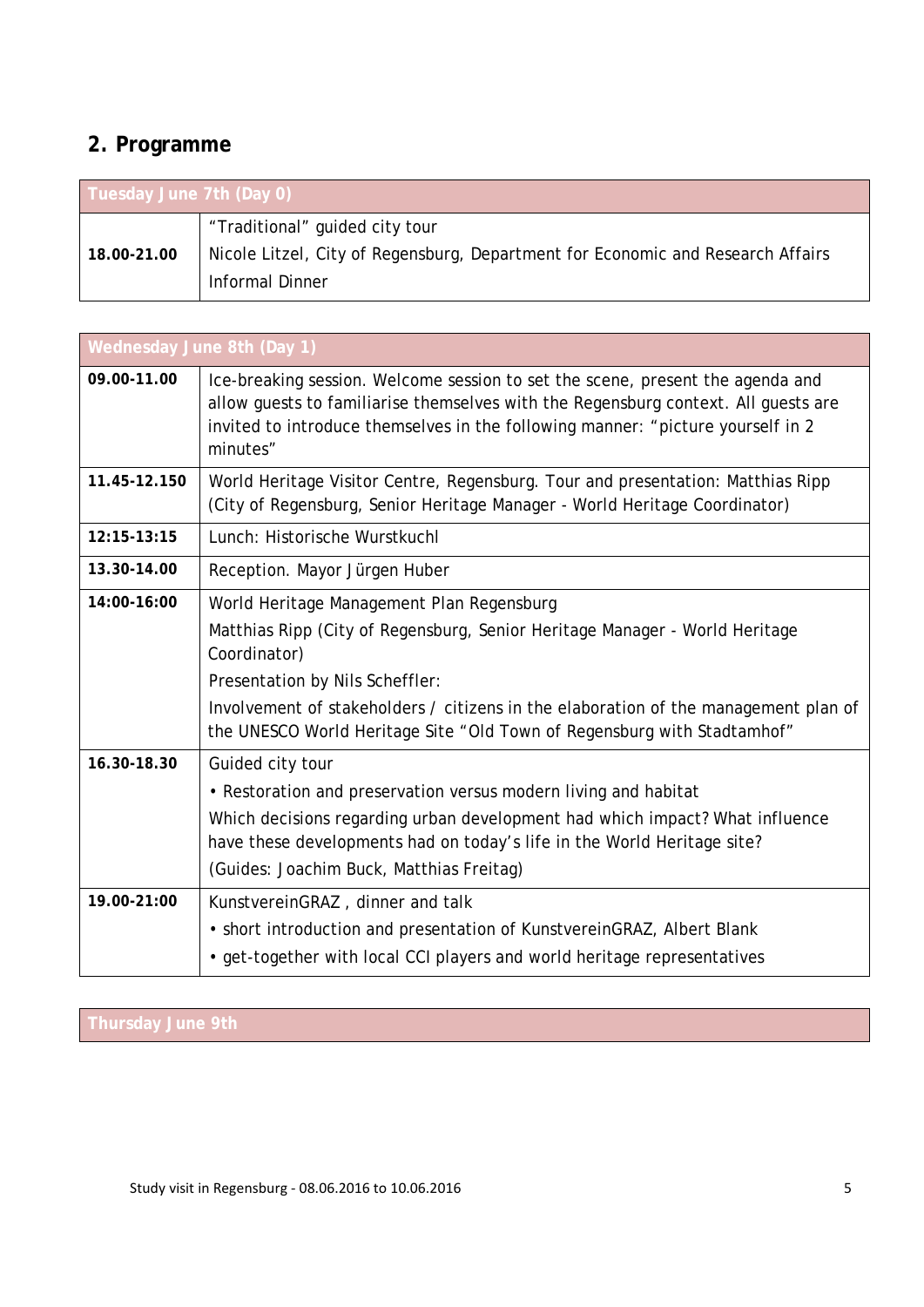## 2. Programme

| Tuesday June 7th (Day 0) | |
|---|---|
| **18.00-21.00** | "Traditional" guided city tour<br>Nicole Litzel, City of Regensburg, Department for Economic and Research Affairs<br>Informal Dinner |

| Wednesday June 8th (Day 1) | |
|---|---|
| **09.00-11.00** | Ice-breaking session. Welcome session to set the scene, present the agenda and allow guests to familiarise themselves with the Regensburg context. All guests are invited to introduce themselves in the following manner: "picture yourself in 2 minutes" |
| **11.45-12.150** | World Heritage Visitor Centre, Regensburg. Tour and presentation: Matthias Ripp (City of Regensburg, Senior Heritage Manager - World Heritage Coordinator) |
| **12:15-13:15** | Lunch: Historische Wurstkuchl |
| **13.30-14.00** | Reception. Mayor Jürgen Huber |
| **14:00-16:00** | World Heritage Management Plan Regensburg<br>Matthias Ripp (City of Regensburg, Senior Heritage Manager - World Heritage Coordinator)<br>Presentation by Nils Scheffler:<br>Involvement of stakeholders / citizens in the elaboration of the management plan of the UNESCO World Heritage Site "Old Town of Regensburg with Stadtamhof" |
| **16.30-18.30** | Guided city tour<br>• Restoration and preservation versus modern living and habitat<br>Which decisions regarding urban development had which impact? What influence have these developments had on today's life in the World Heritage site?<br>(Guides: Joachim Buck, Matthias Freitag) |
| **19.00-21:00** | KunstvereinGRAZ , dinner and talk<br>• short introduction and presentation of KunstvereinGRAZ, Albert Blank<br>• get-together with local CCI players and world heritage representatives |

| Thursday June 9th |
|---|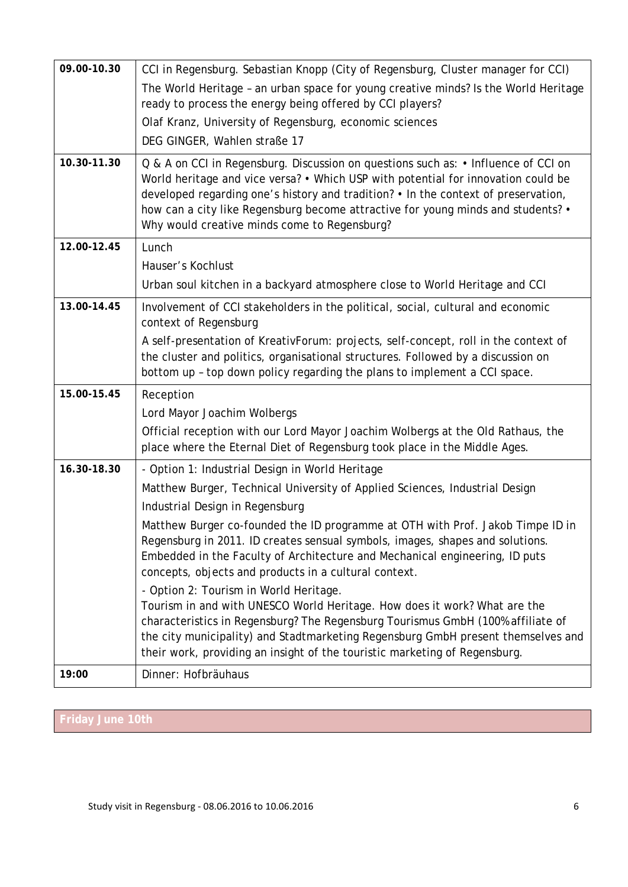| 09.00-10.30 | CCI in Regensburg. Sebastian Knopp (City of Regensburg, Cluster manager for CCI)<br>The World Heritage – an urban space for young creative minds? Is the World Heritage ready to process the energy being offered by CCI players?<br>Olaf Kranz, University of Regensburg, economic sciences<br>DEG GINGER, Wahlen straße 17 |
|---|---|
| 10.30-11.30 | Q & A on CCI in Regensburg. Discussion on questions such as: • Influence of CCI on World heritage and vice versa? • Which USP with potential for innovation could be developed regarding one's history and tradition? • In the context of preservation, how can a city like Regensburg become attractive for young minds and students? • Why would creative minds come to Regensburg? |
| 12.00-12.45 | Lunch<br>Hauser's Kochlust<br>Urban soul kitchen in a backyard atmosphere close to World Heritage and CCI |
| 13.00-14.45 | Involvement of CCI stakeholders in the political, social, cultural and economic context of Regensburg<br>A self-presentation of KreativForum: projects, self-concept, roll in the context of the cluster and politics, organisational structures. Followed by a discussion on bottom up – top down policy regarding the plans to implement a CCI space. |
| 15.00-15.45 | Reception<br>Lord Mayor Joachim Wolbergs<br>Official reception with our Lord Mayor Joachim Wolbergs at the Old Rathaus, the place where the Eternal Diet of Regensburg took place in the Middle Ages. |
| 16.30-18.30 | - Option 1: Industrial Design in World Heritage<br>Matthew Burger, Technical University of Applied Sciences, Industrial Design<br>Industrial Design in Regensburg<br>Matthew Burger co-founded the ID programme at OTH with Prof. Jakob Timpe ID in Regensburg in 2011. ID creates sensual symbols, images, shapes and solutions. Embedded in the Faculty of Architecture and Mechanical engineering, ID puts concepts, objects and products in a cultural context.<br>- Option 2: Tourism in World Heritage.<br>Tourism in and with UNESCO World Heritage. How does it work? What are the characteristics in Regensburg? The Regensburg Tourismus GmbH (100% affiliate of the city municipality) and Stadtmarketing Regensburg GmbH present themselves and their work, providing an insight of the touristic marketing of Regensburg. |
| 19:00 | Dinner: Hofbräuhaus |

**Friday June 10th**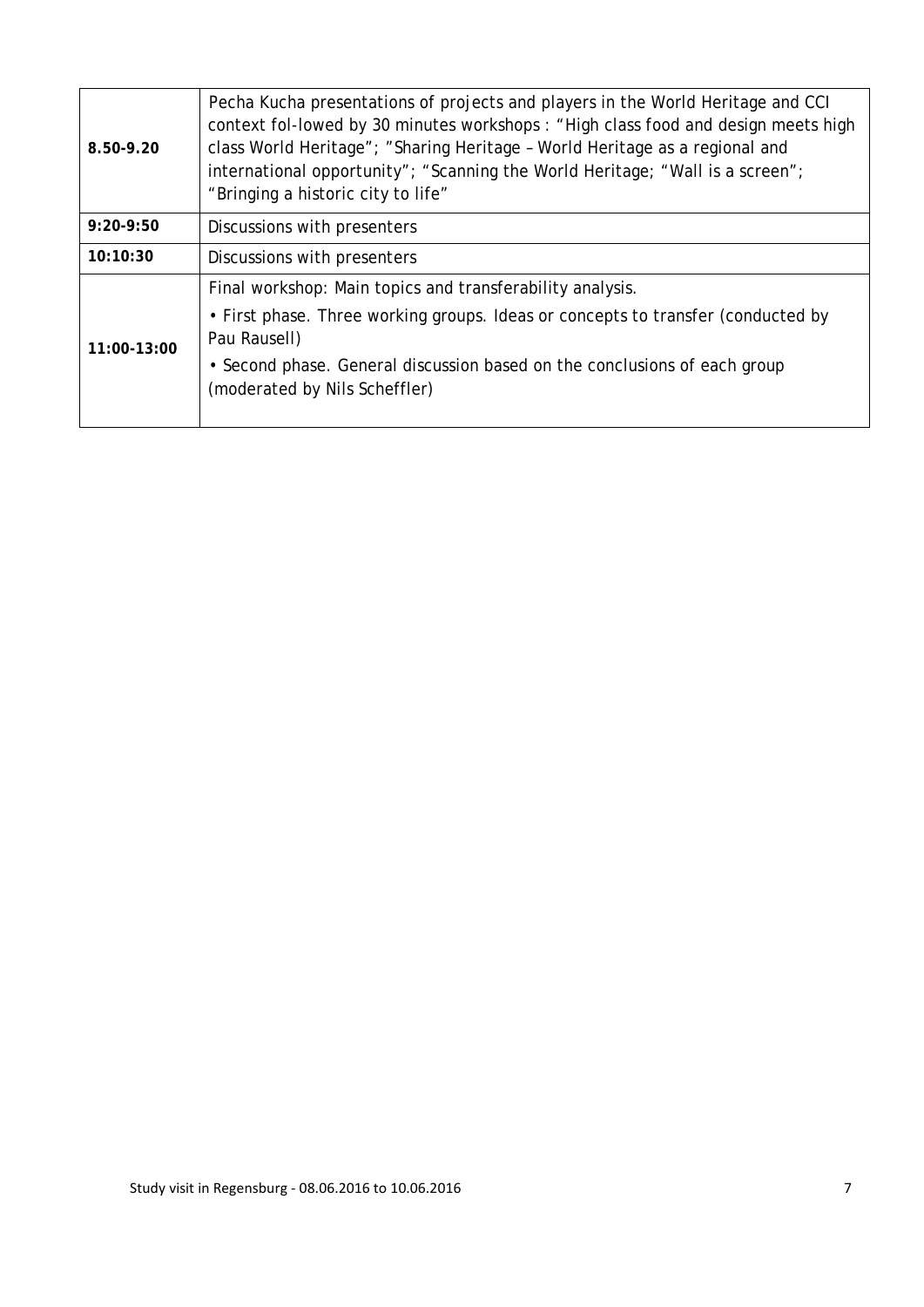| | |
|---|---|
| **8.50-9.20** | Pecha Kucha presentations of projects and players in the World Heritage and CCI context fol-lowed by 30 minutes workshops : "High class food and design meets high class World Heritage"; "Sharing Heritage – World Heritage as a regional and international opportunity"; "Scanning the World Heritage; "Wall is a screen"; "Bringing a historic city to life" |
| **9:20-9:50** | Discussions with presenters |
| **10:10:30** | Discussions with presenters |
| **11:00-13:00** | Final workshop: Main topics and transferability analysis.<br>• First phase. Three working groups. Ideas or concepts to transfer (conducted by Pau Rausell)<br>• Second phase. General discussion based on the conclusions of each group (moderated by Nils Scheffler) |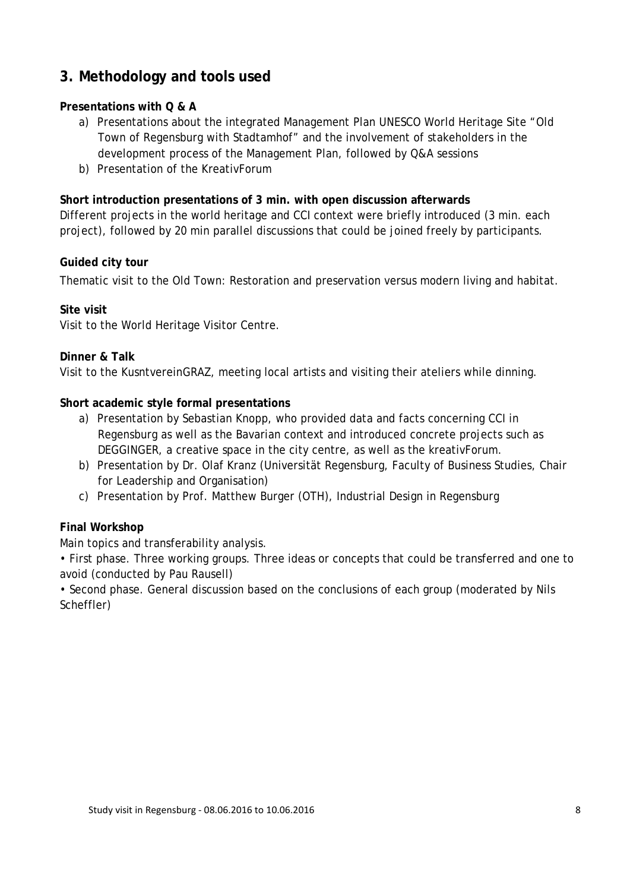## 3. Methodology and tools used

**Presentations with Q & A**

a) Presentations about the integrated Management Plan UNESCO World Heritage Site "Old Town of Regensburg with Stadtamhof" and the involvement of stakeholders in the development process of the Management Plan, followed by Q&A sessions
b) Presentation of the KreativForum

**Short introduction presentations of 3 min. with open discussion afterwards**

Different projects in the world heritage and CCI context were briefly introduced (3 min. each project), followed by 20 min parallel discussions that could be joined freely by participants.

**Guided city tour**

Thematic visit to the Old Town: Restoration and preservation versus modern living and habitat.

**Site visit**

Visit to the World Heritage Visitor Centre.

**Dinner & Talk**

Visit to the KusntvereinGRAZ, meeting local artists and visiting their ateliers while dinning.

**Short academic style formal presentations**

a) Presentation by Sebastian Knopp, who provided data and facts concerning CCI in Regensburg as well as the Bavarian context and introduced concrete projects such as DEGGINGER, a creative space in the city centre, as well as the kreativForum.
b) Presentation by Dr. Olaf Kranz (Universität Regensburg, Faculty of Business Studies, Chair for Leadership and Organisation)
c) Presentation by Prof. Matthew Burger (OTH), Industrial Design in Regensburg

**Final Workshop**

Main topics and transferability analysis.

• First phase. Three working groups. Three ideas or concepts that could be transferred and one to avoid (conducted by Pau Rausell)

• Second phase. General discussion based on the conclusions of each group (moderated by Nils Scheffler)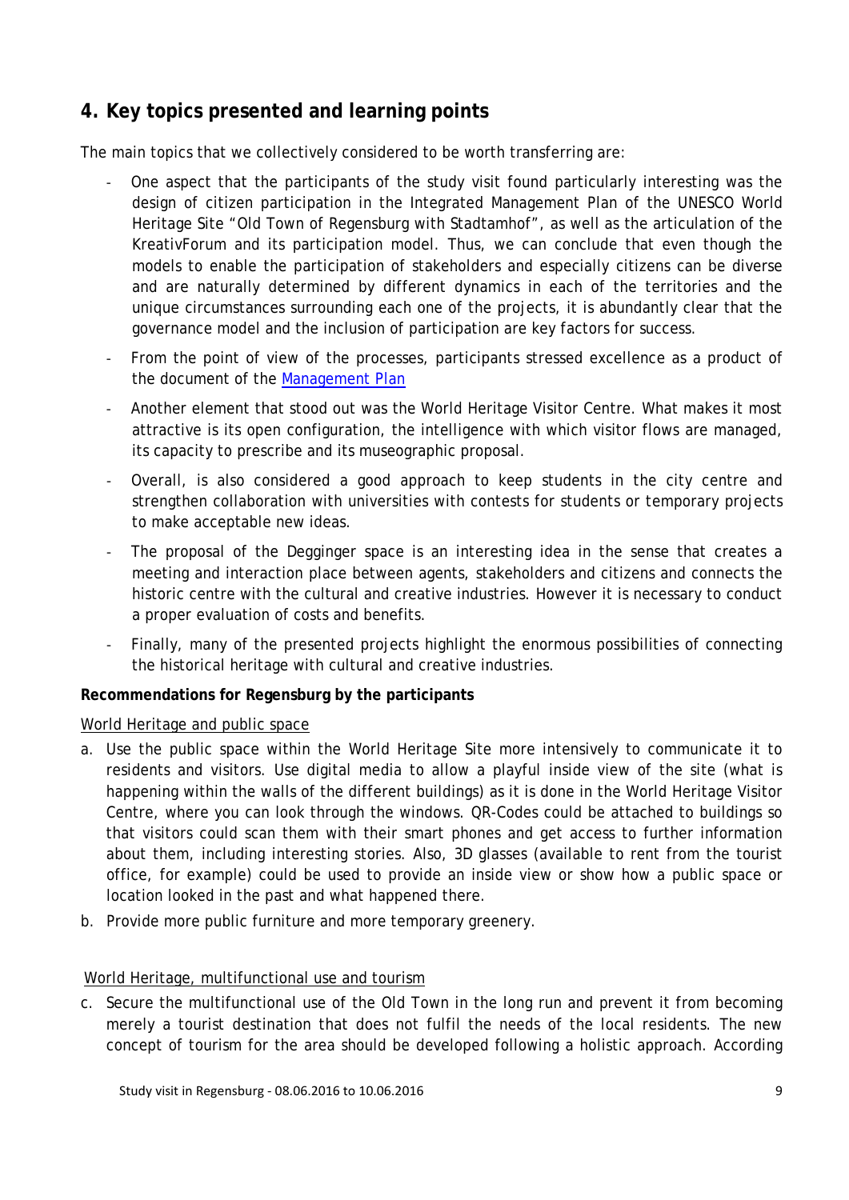## 4. Key topics presented and learning points

The main topics that we collectively considered to be worth transferring are:

- One aspect that the participants of the study visit found particularly interesting was the design of citizen participation in the Integrated Management Plan of the UNESCO World Heritage Site "Old Town of Regensburg with Stadtamhof", as well as the articulation of the KreativForum and its participation model. Thus, we can conclude that even though the models to enable the participation of stakeholders and especially citizens can be diverse and are naturally determined by different dynamics in each of the territories and the unique circumstances surrounding each one of the projects, it is abundantly clear that the governance model and the inclusion of participation are key factors for success.
- From the point of view of the processes, participants stressed excellence as a product of the document of the Management Plan
- Another element that stood out was the World Heritage Visitor Centre. What makes it most attractive is its open configuration, the intelligence with which visitor flows are managed, its capacity to prescribe and its museographic proposal.
- Overall, is also considered a good approach to keep students in the city centre and strengthen collaboration with universities with contests for students or temporary projects to make acceptable new ideas.
- The proposal of the Degginger space is an interesting idea in the sense that creates a meeting and interaction place between agents, stakeholders and citizens and connects the historic centre with the cultural and creative industries. However it is necessary to conduct a proper evaluation of costs and benefits.
- Finally, many of the presented projects highlight the enormous possibilities of connecting the historical heritage with cultural and creative industries.

**Recommendations for Regensburg by the participants**

World Heritage and public space

a. Use the public space within the World Heritage Site more intensively to communicate it to residents and visitors. Use digital media to allow a playful inside view of the site (what is happening within the walls of the different buildings) as it is done in the World Heritage Visitor Centre, where you can look through the windows. QR-Codes could be attached to buildings so that visitors could scan them with their smart phones and get access to further information about them, including interesting stories. Also, 3D glasses (available to rent from the tourist office, for example) could be used to provide an inside view or show how a public space or location looked in the past and what happened there.
b. Provide more public furniture and more temporary greenery.

World Heritage, multifunctional use and tourism

c. Secure the multifunctional use of the Old Town in the long run and prevent it from becoming merely a tourist destination that does not fulfil the needs of the local residents. The new concept of tourism for the area should be developed following a holistic approach. According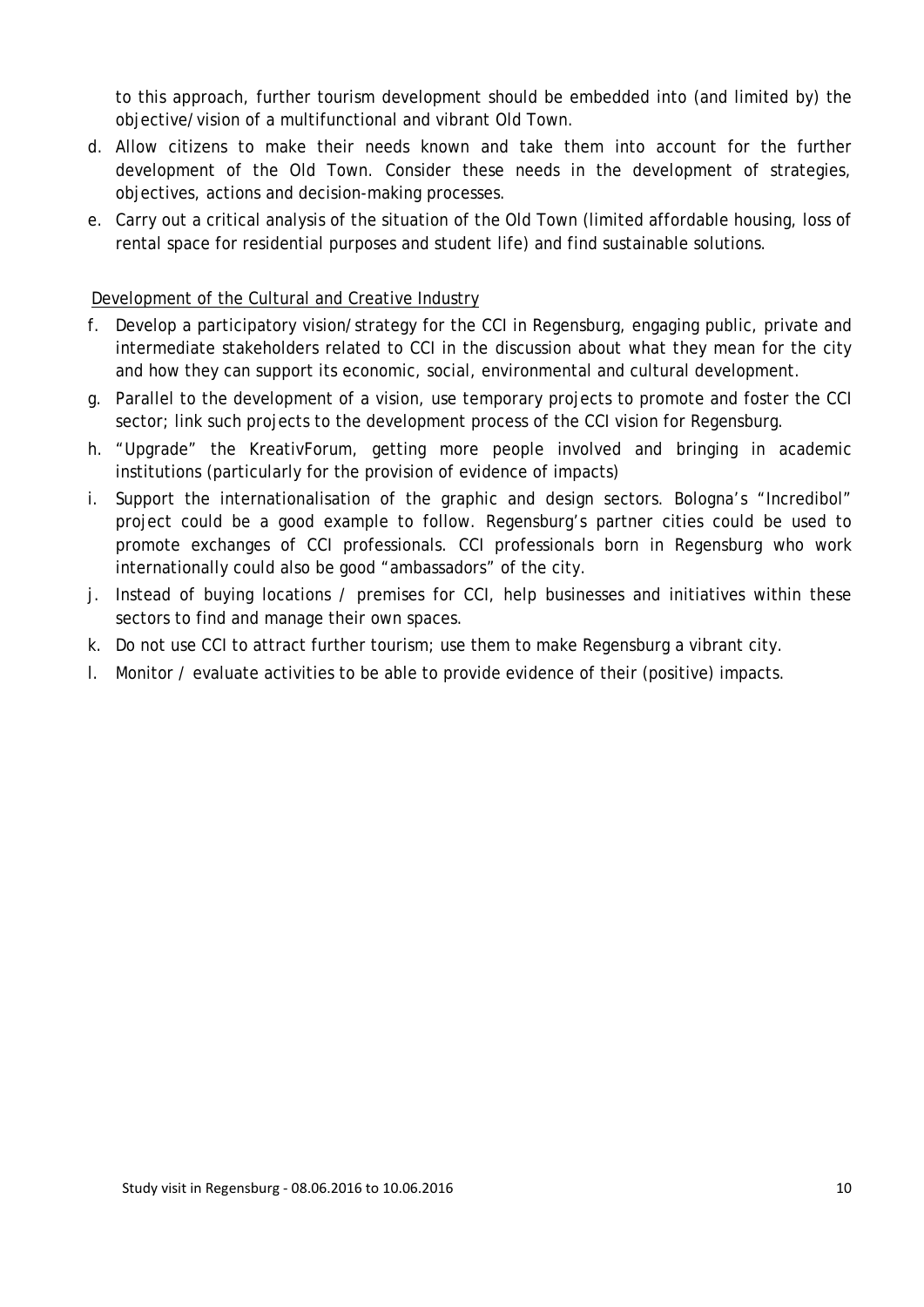to this approach, further tourism development should be embedded into (and limited by) the objective/vision of a multifunctional and vibrant Old Town.

d. Allow citizens to make their needs known and take them into account for the further development of the Old Town. Consider these needs in the development of strategies, objectives, actions and decision-making processes.
e. Carry out a critical analysis of the situation of the Old Town (limited affordable housing, loss of rental space for residential purposes and student life) and find sustainable solutions.

<u>Development of the Cultural and Creative Industry</u>

f. Develop a participatory vision/strategy for the CCI in Regensburg, engaging public, private and intermediate stakeholders related to CCI in the discussion about what they mean for the city and how they can support its economic, social, environmental and cultural development.
g. Parallel to the development of a vision, use temporary projects to promote and foster the CCI sector; link such projects to the development process of the CCI vision for Regensburg.
h. "Upgrade" the KreativForum, getting more people involved and bringing in academic institutions (particularly for the provision of evidence of impacts)
i. Support the internationalisation of the graphic and design sectors. Bologna's "Incredibol" project could be a good example to follow. Regensburg's partner cities could be used to promote exchanges of CCI professionals. CCI professionals born in Regensburg who work internationally could also be good "ambassadors" of the city.
j. Instead of buying locations / premises for CCI, help businesses and initiatives within these sectors to find and manage their own spaces.
k. Do not use CCI to attract further tourism; use them to make Regensburg a vibrant city.
l. Monitor / evaluate activities to be able to provide evidence of their (positive) impacts.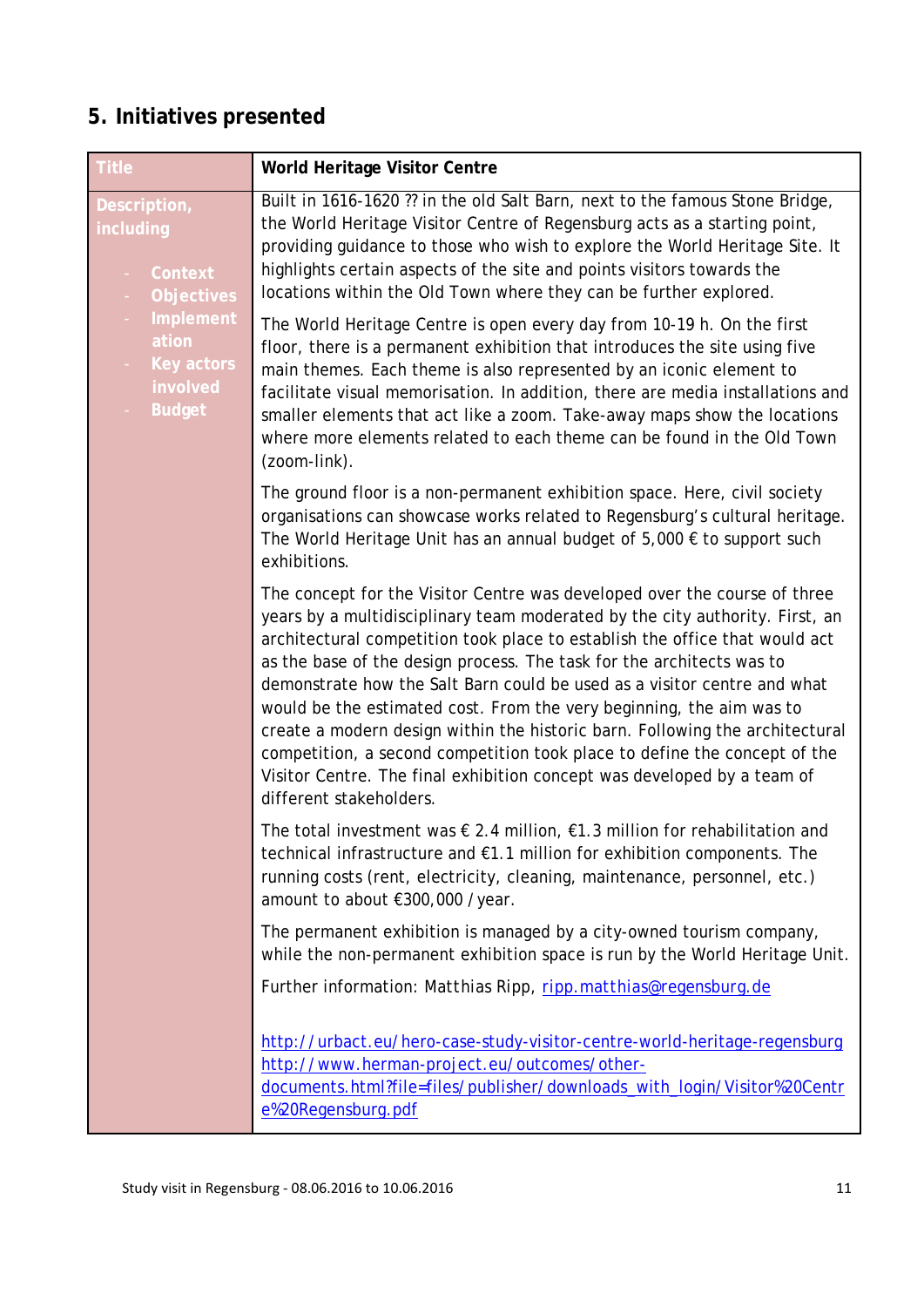# 5. Initiatives presented

| Title | World Heritage Visitor Centre |
| --- | --- |
| Description, including<br>- Context<br>- Objectives<br>- Implementation<br>- Key actors involved<br>- Budget | Built in 1616-1620 ?? in the old Salt Barn, next to the famous Stone Bridge, the World Heritage Visitor Centre of Regensburg acts as a starting point, providing guidance to those who wish to explore the World Heritage Site. It highlights certain aspects of the site and points visitors towards the locations within the Old Town where they can be further explored.<br><br>The World Heritage Centre is open every day from 10-19 h. On the first floor, there is a permanent exhibition that introduces the site using five main themes. Each theme is also represented by an iconic element to facilitate visual memorisation. In addition, there are media installations and smaller elements that act like a zoom. Take-away maps show the locations where more elements related to each theme can be found in the Old Town (zoom-link).<br><br>The ground floor is a non-permanent exhibition space. Here, civil society organisations can showcase works related to Regensburg's cultural heritage. The World Heritage Unit has an annual budget of 5,000 € to support such exhibitions.<br><br>The concept for the Visitor Centre was developed over the course of three years by a multidisciplinary team moderated by the city authority. First, an architectural competition took place to establish the office that would act as the base of the design process. The task for the architects was to demonstrate how the Salt Barn could be used as a visitor centre and what would be the estimated cost. From the very beginning, the aim was to create a modern design within the historic barn. Following the architectural competition, a second competition took place to define the concept of the Visitor Centre. The final exhibition concept was developed by a team of different stakeholders.<br><br>The total investment was € 2.4 million, €1.3 million for rehabilitation and technical infrastructure and €1.1 million for exhibition components. The running costs (rent, electricity, cleaning, maintenance, personnel, etc.) amount to about €300,000 / year.<br><br>The permanent exhibition is managed by a city-owned tourism company, while the non-permanent exhibition space is run by the World Heritage Unit.<br><br>Further information: Matthias Ripp, ripp.matthias@regensburg.de<br><br>http://urbact.eu/hero-case-study-visitor-centre-world-heritage-regensburg<br>http://www.herman-project.eu/outcomes/other-documents.html?file=files/publisher/downloads_with_login/Visitor%20Centre%20Regensburg.pdf |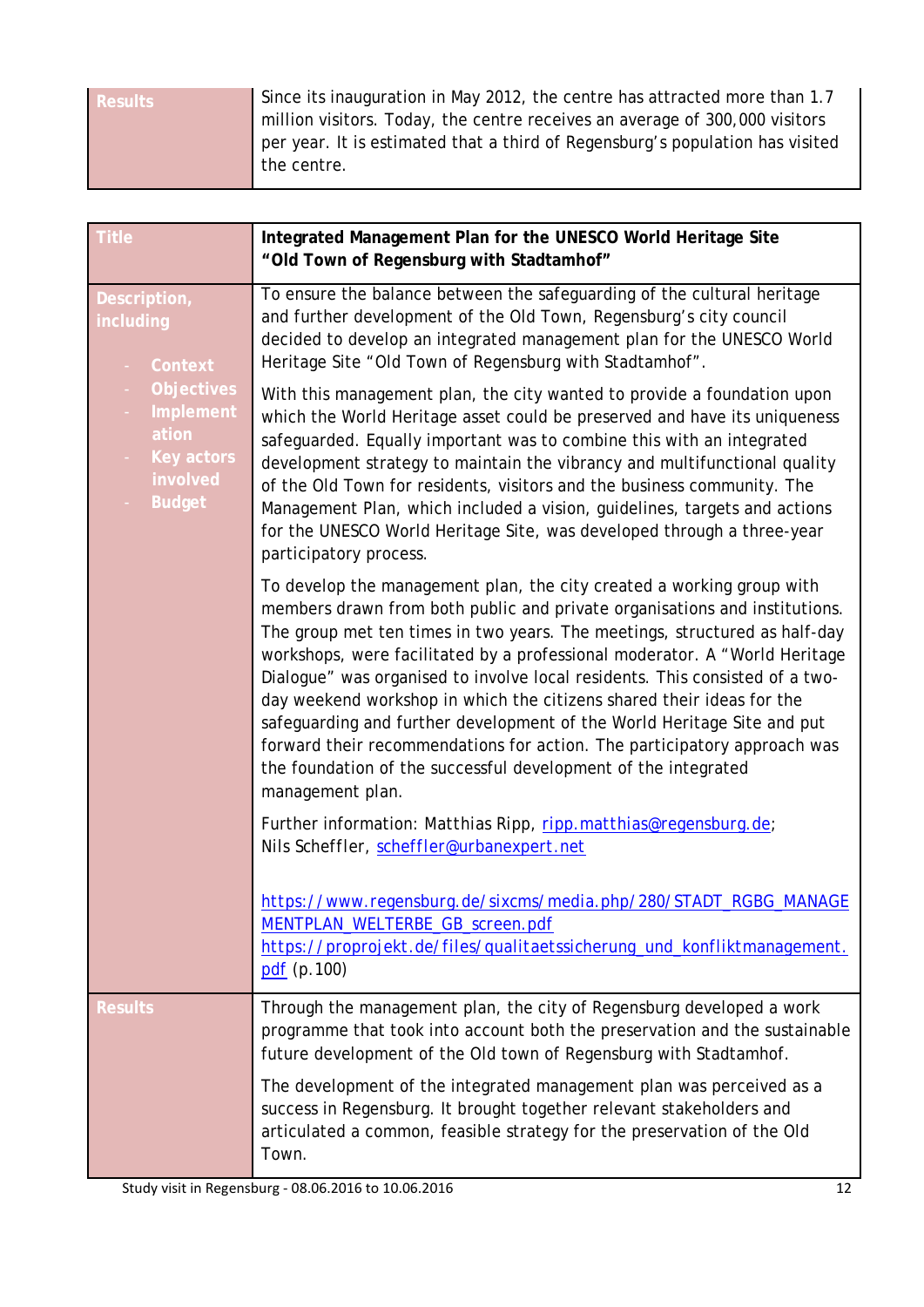| Results | Since its inauguration in May 2012, the centre has attracted more than 1.7 million visitors. Today, the centre receives an average of 300,000 visitors per year. It is estimated that a third of Regensburg's population has visited the centre. |
|---|---|

| Title | **Integrated Management Plan for the UNESCO World Heritage Site "Old Town of Regensburg with Stadtamhof"** |
|---|---|
| Description, including<br>- Context<br>- Objectives<br>- Implementation<br>- Key actors involved<br>- Budget | To ensure the balance between the safeguarding of the cultural heritage and further development of the Old Town, Regensburg's city council decided to develop an integrated management plan for the UNESCO World Heritage Site "Old Town of Regensburg with Stadtamhof".<br><br>With this management plan, the city wanted to provide a foundation upon which the World Heritage asset could be preserved and have its uniqueness safeguarded. Equally important was to combine this with an integrated development strategy to maintain the vibrancy and multifunctional quality of the Old Town for residents, visitors and the business community. The Management Plan, which included a vision, guidelines, targets and actions for the UNESCO World Heritage Site, was developed through a three-year participatory process.<br><br>To develop the management plan, the city created a working group with members drawn from both public and private organisations and institutions. The group met ten times in two years. The meetings, structured as half-day workshops, were facilitated by a professional moderator. A "World Heritage Dialogue" was organised to involve local residents. This consisted of a two-day weekend workshop in which the citizens shared their ideas for the safeguarding and further development of the World Heritage Site and put forward their recommendations for action. The participatory approach was the foundation of the successful development of the integrated management plan.<br><br>Further information: Matthias Ripp, ripp.matthias@regensburg.de; Nils Scheffler, scheffler@urbanexpert.net<br><br>https://www.regensburg.de/sixcms/media.php/280/STADT_RGBG_MANAGEMENTPLAN_WELTERBE_GB_screen.pdf<br>https://proprojekt.de/files/qualitaetssicherung_und_konfliktmanagement.pdf (p.100) |
| Results | Through the management plan, the city of Regensburg developed a work programme that took into account both the preservation and the sustainable future development of the Old town of Regensburg with Stadtamhof.<br><br>The development of the integrated management plan was perceived as a success in Regensburg. It brought together relevant stakeholders and articulated a common, feasible strategy for the preservation of the Old Town. |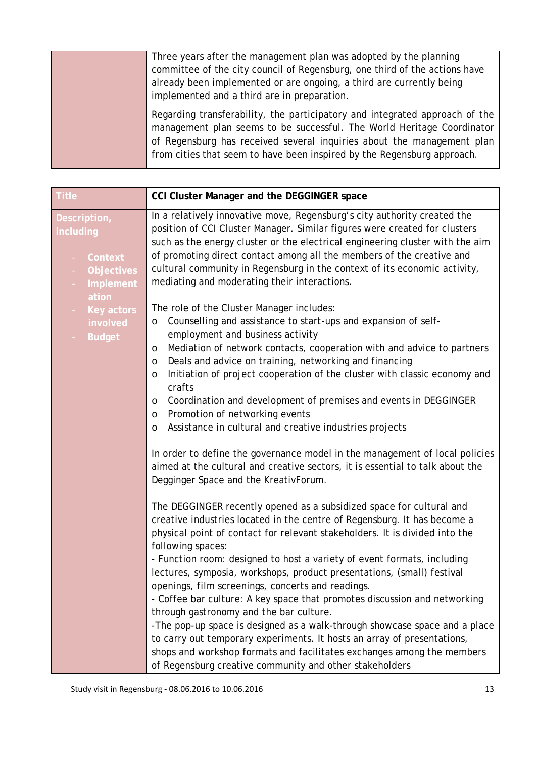| | |
|---|---|
| | Three years after the management plan was adopted by the planning committee of the city council of Regensburg, one third of the actions have already been implemented or are ongoing, a third are currently being implemented and a third are in preparation.<br><br>Regarding transferability, the participatory and integrated approach of the management plan seems to be successful. The World Heritage Coordinator of Regensburg has received several inquiries about the management plan from cities that seem to have been inspired by the Regensburg approach. |

| Title | CCI Cluster Manager and the DEGGINGER space |
|---|---|
| Description, including<br>- Context<br>- Objectives<br>- Implementation<br>- Key actors involved<br>- Budget | In a relatively innovative move, Regensburg's city authority created the position of CCI Cluster Manager. Similar figures were created for clusters such as the energy cluster or the electrical engineering cluster with the aim of promoting direct contact among all the members of the creative and cultural community in Regensburg in the context of its economic activity, mediating and moderating their interactions.<br><br>The role of the Cluster Manager includes:<br>o Counselling and assistance to start-ups and expansion of self-employment and business activity<br>o Mediation of network contacts, cooperation with and advice to partners<br>o Deals and advice on training, networking and financing<br>o Initiation of project cooperation of the cluster with classic economy and crafts<br>o Coordination and development of premises and events in DEGGINGER<br>o Promotion of networking events<br>o Assistance in cultural and creative industries projects<br><br>In order to define the governance model in the management of local policies aimed at the cultural and creative sectors, it is essential to talk about the Degginger Space and the KreativForum.<br><br>The DEGGINGER recently opened as a subsidized space for cultural and creative industries located in the centre of Regensburg. It has become a physical point of contact for relevant stakeholders. It is divided into the following spaces:<br>- Function room: designed to host a variety of event formats, including lectures, symposia, workshops, product presentations, (small) festival openings, film screenings, concerts and readings.<br>- Coffee bar culture: A key space that promotes discussion and networking through gastronomy and the bar culture.<br>-The pop-up space is designed as a walk-through showcase space and a place to carry out temporary experiments. It hosts an array of presentations, shops and workshop formats and facilitates exchanges among the members of Regensburg creative community and other stakeholders |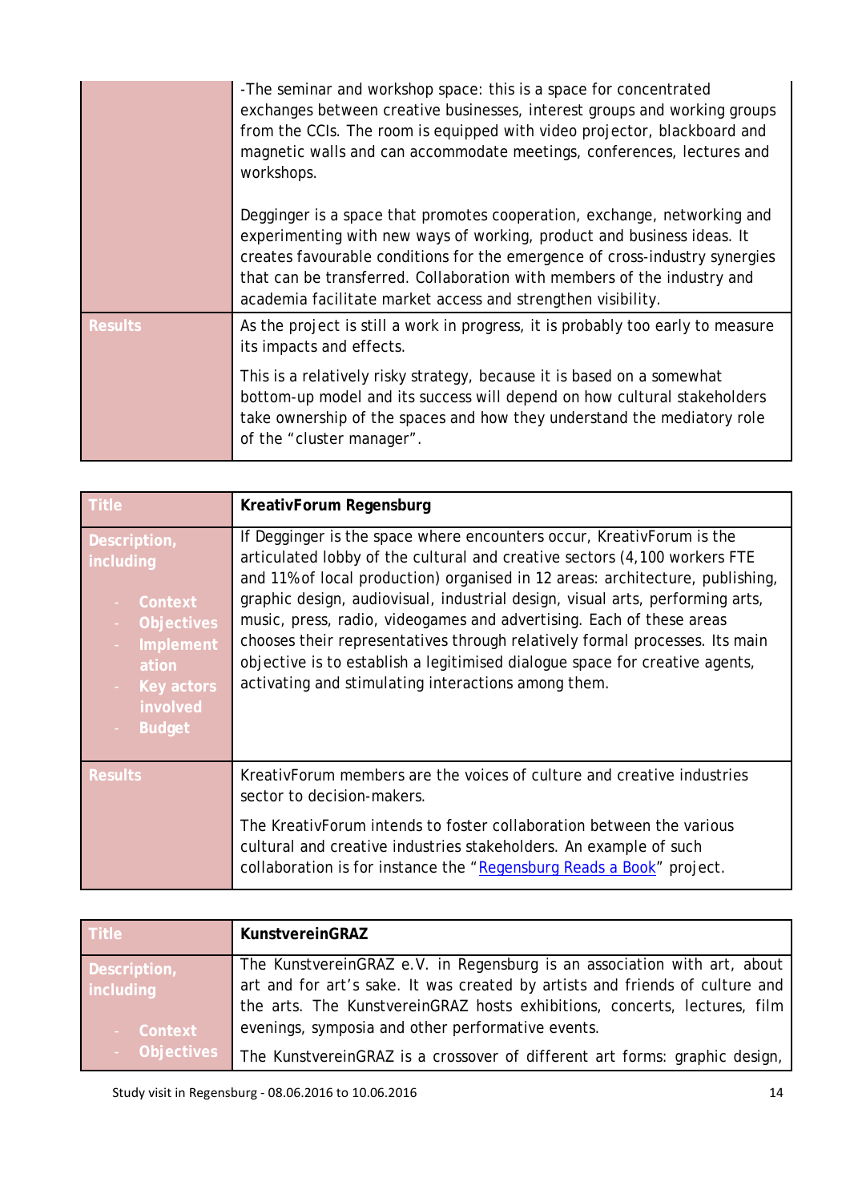| | |
|---|---|
| | -The seminar and workshop space: this is a space for concentrated exchanges between creative businesses, interest groups and working groups from the CCIs. The room is equipped with video projector, blackboard and magnetic walls and can accommodate meetings, conferences, lectures and workshops.<br><br>Degginger is a space that promotes cooperation, exchange, networking and experimenting with new ways of working, product and business ideas. It creates favourable conditions for the emergence of cross-industry synergies that can be transferred. Collaboration with members of the industry and academia facilitate market access and strengthen visibility. |
| **Results** | As the project is still a work in progress, it is probably too early to measure its impacts and effects.<br><br>This is a relatively risky strategy, because it is based on a somewhat bottom-up model and its success will depend on how cultural stakeholders take ownership of the spaces and how they understand the mediatory role of the "cluster manager". |

| **Title** | **KreativForum Regensburg** |
|---|---|
| **Description, including**<br>- Context<br>- Objectives<br>- Implementation<br>- Key actors involved<br>- Budget | If Degginger is the space where encounters occur, KreativForum is the articulated lobby of the cultural and creative sectors (4,100 workers FTE and 11% of local production) organised in 12 areas: architecture, publishing, graphic design, audiovisual, industrial design, visual arts, performing arts, music, press, radio, videogames and advertising. Each of these areas chooses their representatives through relatively formal processes. Its main objective is to establish a legitimised dialogue space for creative agents, activating and stimulating interactions among them. |
| **Results** | KreativForum members are the voices of culture and creative industries sector to decision-makers.<br><br>The KreativForum intends to foster collaboration between the various cultural and creative industries stakeholders. An example of such collaboration is for instance the "Regensburg Reads a Book" project. |

| **Title** | **KunstvereinGRAZ** |
|---|---|
| **Description, including**<br>- Context<br>- Objectives | The KunstvereinGRAZ e.V. in Regensburg is an association with art, about art and for art's sake. It was created by artists and friends of culture and the arts. The KunstvereinGRAZ hosts exhibitions, concerts, lectures, film evenings, symposia and other performative events.<br><br>The KunstvereinGRAZ is a crossover of different art forms: graphic design, |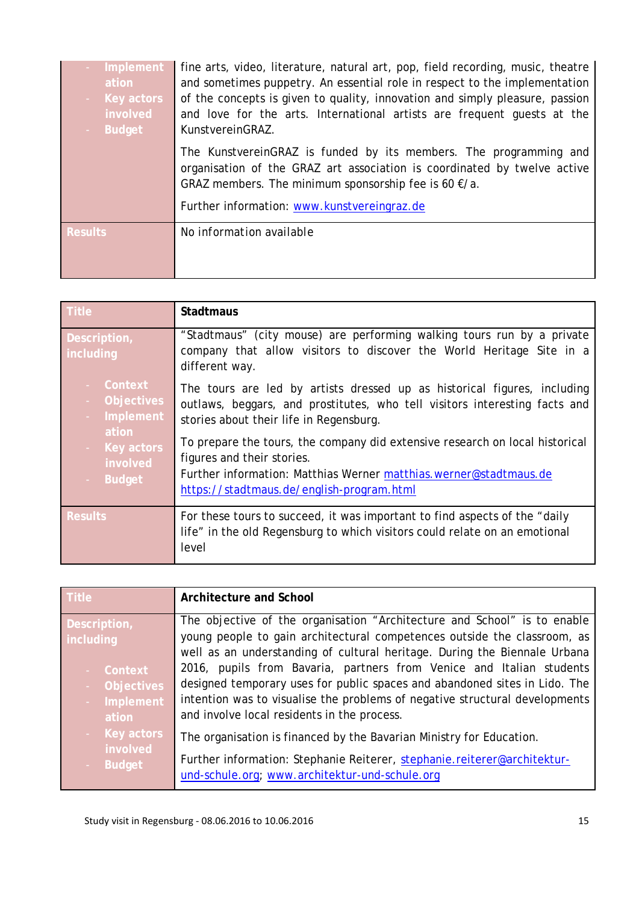| | |
|---|---|
| - Implementation<br>- Key actors involved<br>- Budget | fine arts, video, literature, natural art, pop, field recording, music, theatre and sometimes puppetry. An essential role in respect to the implementation of the concepts is given to quality, innovation and simply pleasure, passion and love for the arts. International artists are frequent guests at the KunstvereinGRAZ.<br><br>The KunstvereinGRAZ is funded by its members. The programming and organisation of the GRAZ art association is coordinated by twelve active GRAZ members. The minimum sponsorship fee is 60 €/a.<br><br>Further information: [www.kunstvereingraz.de](http://www.kunstvereingraz.de) |
| Results | No information available |

| Title | Stadtmaus |
|---|---|
| Description, including<br><br>- Context<br>- Objectives<br>- Implementation<br>- Key actors involved<br>- Budget | "Stadtmaus" (city mouse) are performing walking tours run by a private company that allow visitors to discover the World Heritage Site in a different way.<br><br>The tours are led by artists dressed up as historical figures, including outlaws, beggars, and prostitutes, who tell visitors interesting facts and stories about their life in Regensburg.<br><br>To prepare the tours, the company did extensive research on local historical figures and their stories.<br>Further information: Matthias Werner [matthias.werner@stadtmaus.de](mailto:matthias.werner@stadtmaus.de)<br>[https://stadtmaus.de/english-program.html](https://stadtmaus.de/english-program.html) |
| Results | For these tours to succeed, it was important to find aspects of the "daily life" in the old Regensburg to which visitors could relate on an emotional level |

| Title | Architecture and School |
|---|---|
| Description, including<br><br>- Context<br>- Objectives<br>- Implementation<br>- Key actors involved<br>- Budget | The objective of the organisation "Architecture and School" is to enable young people to gain architectural competences outside the classroom, as well as an understanding of cultural heritage. During the Biennale Urbana 2016, pupils from Bavaria, partners from Venice and Italian students designed temporary uses for public spaces and abandoned sites in Lido. The intention was to visualise the problems of negative structural developments and involve local residents in the process.<br><br>The organisation is financed by the Bavarian Ministry for Education.<br><br>Further information: Stephanie Reiterer, [stephanie.reiterer@architektur-und-schule.org](mailto:stephanie.reiterer@architektur-und-schule.org); [www.architektur-und-schule.org](http://www.architektur-und-schule.org) |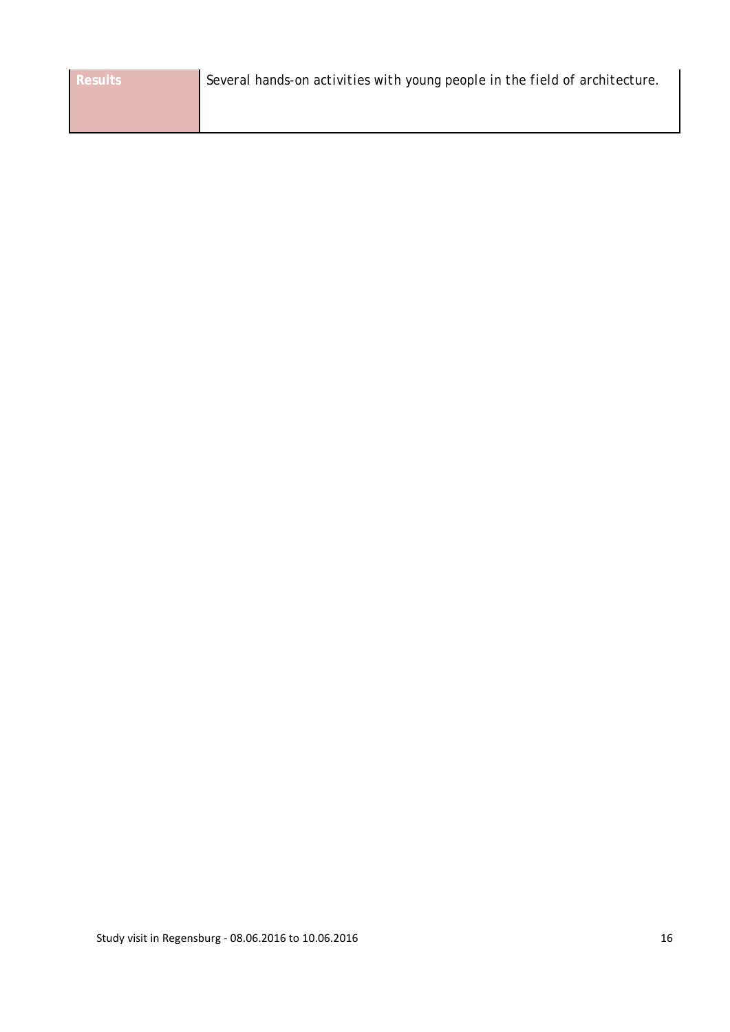| Results | Several hands-on activities with young people in the field of architecture. |
|---|---|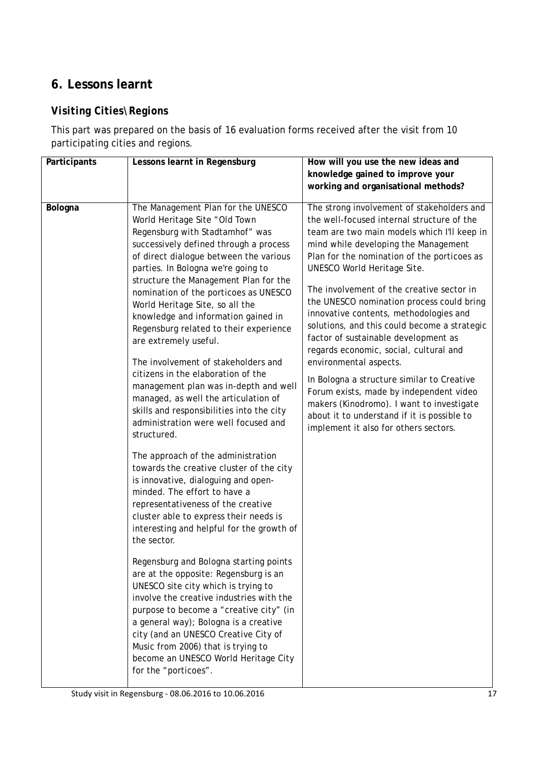## 6. Lessons learnt

### *Visiting Cities\Regions*

This part was prepared on the basis of 16 evaluation forms received after the visit from 10 participating cities and regions.

| Participants | Lessons learnt in Regensburg | How will you use the new ideas and knowledge gained to improve your working and organisational methods? |
|---|---|---|
| **Bologna** | The Management Plan for the UNESCO World Heritage Site "Old Town Regensburg with Stadtamhof" was successively defined through a process of direct dialogue between the various parties. In Bologna we're going to structure the Management Plan for the nomination of the porticoes as UNESCO World Heritage Site, so all the knowledge and information gained in Regensburg related to their experience are extremely useful.<br><br>The involvement of stakeholders and citizens in the elaboration of the management plan was in-depth and well managed, as well the articulation of skills and responsibilities into the city administration were well focused and structured.<br><br>The approach of the administration towards the creative cluster of the city is innovative, dialoguing and open-minded. The effort to have a representativeness of the creative cluster able to express their needs is interesting and helpful for the growth of the sector.<br><br>Regensburg and Bologna starting points are at the opposite: Regensburg is an UNESCO site city which is trying to involve the creative industries with the purpose to become a "creative city" (in a general way); Bologna is a creative city (and an UNESCO Creative City of Music from 2006) that is trying to become an UNESCO World Heritage City for the "porticoes". | The strong involvement of stakeholders and the well-focused internal structure of the team are two main models which I'll keep in mind while developing the Management Plan for the nomination of the porticoes as UNESCO World Heritage Site.<br><br>The involvement of the creative sector in the UNESCO nomination process could bring innovative contents, methodologies and solutions, and this could become a strategic factor of sustainable development as regards economic, social, cultural and environmental aspects.<br><br>In Bologna a structure similar to Creative Forum exists, made by independent video makers (Kinodromo). I want to investigate about it to understand if it is possible to implement it also for others sectors. |

Study visit in Regensburg - 08.06.2016 to 10.06.2016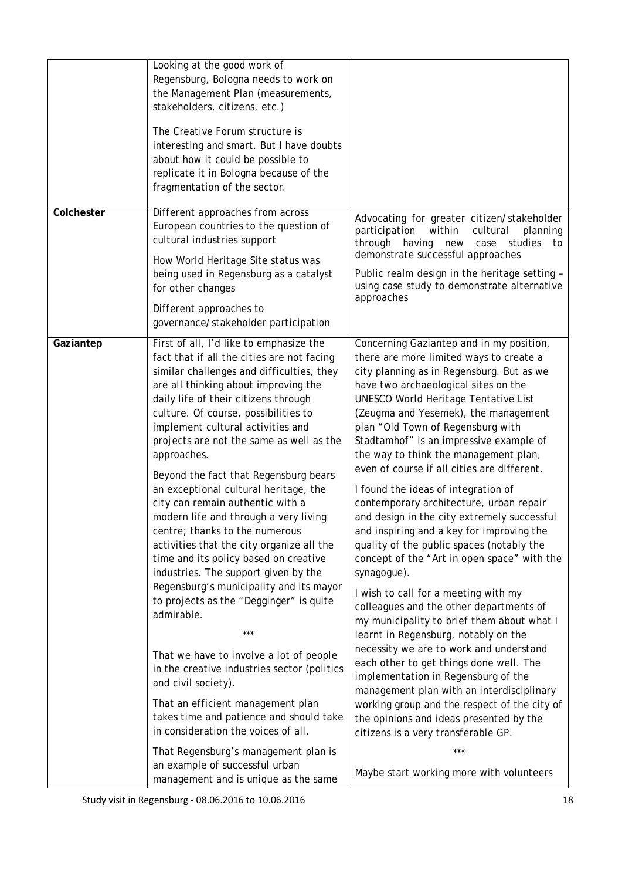| | | |
|---|---|---|
| | Looking at the good work of Regensburg, Bologna needs to work on the Management Plan (measurements, stakeholders, citizens, etc.)<br><br>The Creative Forum structure is interesting and smart. But I have doubts about how it could be possible to replicate it in Bologna because of the fragmentation of the sector. | |
| **Colchester** | Different approaches from across European countries to the question of cultural industries support<br><br>How World Heritage Site status was being used in Regensburg as a catalyst for other changes<br><br>Different approaches to governance/stakeholder participation | Advocating for greater citizen/stakeholder participation within cultural planning through having new case studies to demonstrate successful approaches<br><br>Public realm design in the heritage setting – using case study to demonstrate alternative approaches |
| **Gaziantep** | First of all, I'd like to emphasize the fact that if all the cities are not facing similar challenges and difficulties, they are all thinking about improving the daily life of their citizens through culture. Of course, possibilities to implement cultural activities and projects are not the same as well as the approaches.<br><br>Beyond the fact that Regensburg bears an exceptional cultural heritage, the city can remain authentic with a modern life and through a very living centre; thanks to the numerous activities that the city organize all the time and its policy based on creative industries. The support given by the Regensburg's municipality and its mayor to projects as the "Degginger" is quite admirable.<br><br>\*\*\*<br><br>That we have to involve a lot of people in the creative industries sector (politics and civil society).<br><br>That an efficient management plan takes time and patience and should take in consideration the voices of all.<br><br>That Regensburg's management plan is an example of successful urban management and is unique as the same | Concerning Gaziantep and in my position, there are more limited ways to create a city planning as in Regensburg. But as we have two archaeological sites on the UNESCO World Heritage Tentative List (Zeugma and Yesemek), the management plan "Old Town of Regensburg with Stadtamhof" is an impressive example of the way to think the management plan, even of course if all cities are different.<br><br>I found the ideas of integration of contemporary architecture, urban repair and design in the city extremely successful and inspiring and a key for improving the quality of the public spaces (notably the concept of the "Art in open space" with the synagogue).<br><br>I wish to call for a meeting with my colleagues and the other departments of my municipality to brief them about what I learnt in Regensburg, notably on the necessity we are to work and understand each other to get things done well. The implementation in Regensburg of the management plan with an interdisciplinary working group and the respect of the city of the opinions and ideas presented by the citizens is a very transferable GP.<br><br>\*\*\*<br><br>Maybe start working more with volunteers |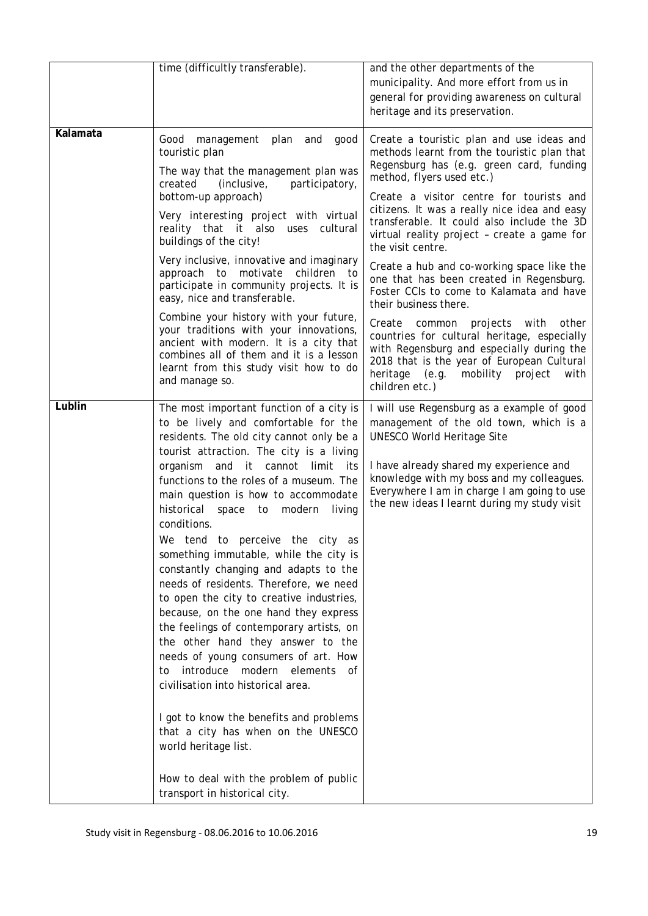| | | |
|---|---|---|
| | time (difficultly transferable). | and the other departments of the municipality. And more effort from us in general for providing awareness on cultural heritage and its preservation. |
| **Kalamata** | Good management plan and good touristic plan<br><br>The way that the management plan was created (inclusive, participatory, bottom-up approach)<br><br>Very interesting project with virtual reality that it also uses cultural buildings of the city!<br><br>Very inclusive, innovative and imaginary approach to motivate children to participate in community projects. It is easy, nice and transferable.<br><br>Combine your history with your future, your traditions with your innovations, ancient with modern. It is a city that combines all of them and it is a lesson learnt from this study visit how to do and manage so. | Create a touristic plan and use ideas and methods learnt from the touristic plan that Regensburg has (e.g. green card, funding method, flyers used etc.)<br><br>Create a visitor centre for tourists and citizens. It was a really nice idea and easy transferable. It could also include the 3D virtual reality project – create a game for the visit centre.<br><br>Create a hub and co-working space like the one that has been created in Regensburg. Foster CCIs to come to Kalamata and have their business there.<br><br>Create common projects with other countries for cultural heritage, especially with Regensburg and especially during the 2018 that is the year of European Cultural heritage (e.g. mobility project with children etc.) |
| **Lublin** | The most important function of a city is to be lively and comfortable for the residents. The old city cannot only be a tourist attraction. The city is a living organism and it cannot limit its functions to the roles of a museum. The main question is how to accommodate historical space to modern living conditions.<br><br>We tend to perceive the city as something immutable, while the city is constantly changing and adapts to the needs of residents. Therefore, we need to open the city to creative industries, because, on the one hand they express the feelings of contemporary artists, on the other hand they answer to the needs of young consumers of art. How to introduce modern elements of civilisation into historical area.<br><br>I got to know the benefits and problems that a city has when on the UNESCO world heritage list.<br><br>How to deal with the problem of public transport in historical city. | I will use Regensburg as a example of good management of the old town, which is a UNESCO World Heritage Site<br><br>I have already shared my experience and knowledge with my boss and my colleagues. Everywhere I am in charge I am going to use the new ideas I learnt during my study visit |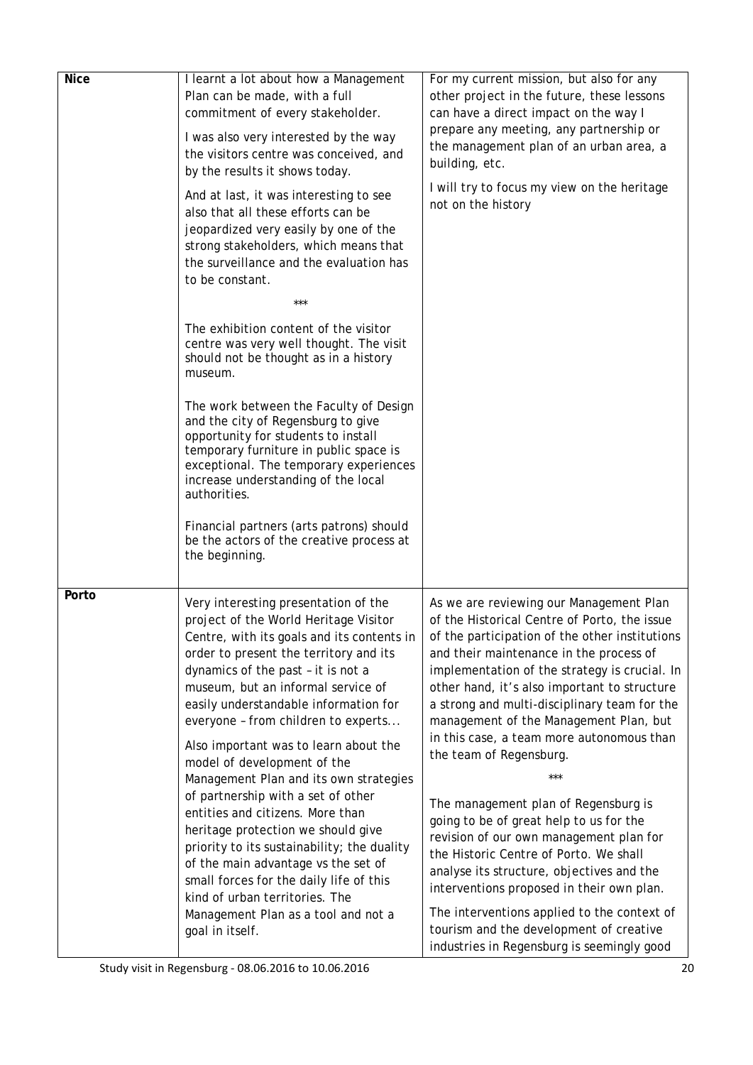| | | |
|---|---|---|
| **Nice** | I learnt a lot about how a Management Plan can be made, with a full commitment of every stakeholder.<br><br>I was also very interested by the way the visitors centre was conceived, and by the results it shows today.<br><br>And at last, it was interesting to see also that all these efforts can be jeopardized very easily by one of the strong stakeholders, which means that the surveillance and the evaluation has to be constant.<br><br>\*\*\*<br><br>The exhibition content of the visitor centre was very well thought. The visit should not be thought as in a history museum.<br><br>The work between the Faculty of Design and the city of Regensburg to give opportunity for students to install temporary furniture in public space is exceptional. The temporary experiences increase understanding of the local authorities.<br><br>Financial partners (arts patrons) should be the actors of the creative process at the beginning. | For my current mission, but also for any other project in the future, these lessons can have a direct impact on the way I prepare any meeting, any partnership or the management plan of an urban area, a building, etc.<br><br>I will try to focus my view on the heritage not on the history |
| **Porto** | Very interesting presentation of the project of the World Heritage Visitor Centre, with its goals and its contents in order to present the territory and its dynamics of the past – it is not a museum, but an informal service of easily understandable information for everyone – from children to experts...<br><br>Also important was to learn about the model of development of the Management Plan and its own strategies of partnership with a set of other entities and citizens. More than heritage protection we should give priority to its sustainability; the duality of the main advantage vs the set of small forces for the daily life of this kind of urban territories. The Management Plan as a tool and not a goal in itself. | As we are reviewing our Management Plan of the Historical Centre of Porto, the issue of the participation of the other institutions and their maintenance in the process of implementation of the strategy is crucial. In other hand, it's also important to structure a strong and multi-disciplinary team for the management of the Management Plan, but in this case, a team more autonomous than the team of Regensburg.<br><br>\*\*\*<br><br>The management plan of Regensburg is going to be of great help to us for the revision of our own management plan for the Historic Centre of Porto. We shall analyse its structure, objectives and the interventions proposed in their own plan.<br><br>The interventions applied to the context of tourism and the development of creative industries in Regensburg is seemingly good |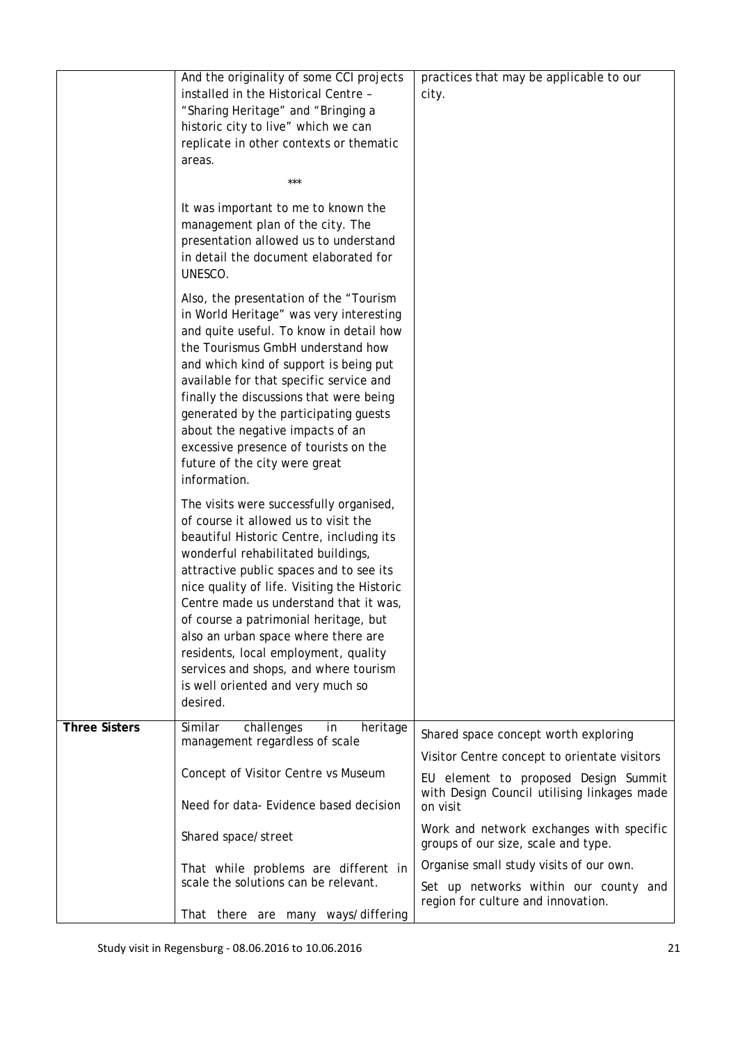| | | |
|---|---|---|
| | And the originality of some CCI projects installed in the Historical Centre – "Sharing Heritage" and "Bringing a historic city to live" which we can replicate in other contexts or thematic areas.<br><br>***<br><br>It was important to me to known the management plan of the city. The presentation allowed us to understand in detail the document elaborated for UNESCO.<br><br>Also, the presentation of the "Tourism in World Heritage" was very interesting and quite useful. To know in detail how the Tourismus GmbH understand how and which kind of support is being put available for that specific service and finally the discussions that were being generated by the participating guests about the negative impacts of an excessive presence of tourists on the future of the city were great information.<br><br>The visits were successfully organised, of course it allowed us to visit the beautiful Historic Centre, including its wonderful rehabilitated buildings, attractive public spaces and to see its nice quality of life. Visiting the Historic Centre made us understand that it was, of course a patrimonial heritage, but also an urban space where there are residents, local employment, quality services and shops, and where tourism is well oriented and very much so desired. | practices that may be applicable to our city. |
| **Three Sisters** | Similar challenges in heritage management regardless of scale<br><br>Concept of Visitor Centre vs Museum<br><br>Need for data- Evidence based decision<br><br>Shared space/street<br><br>That while problems are different in scale the solutions can be relevant.<br><br>That there are many ways/differing | Shared space concept worth exploring<br><br>Visitor Centre concept to orientate visitors<br><br>EU element to proposed Design Summit with Design Council utilising linkages made on visit<br><br>Work and network exchanges with specific groups of our size, scale and type.<br><br>Organise small study visits of our own.<br><br>Set up networks within our county and region for culture and innovation. |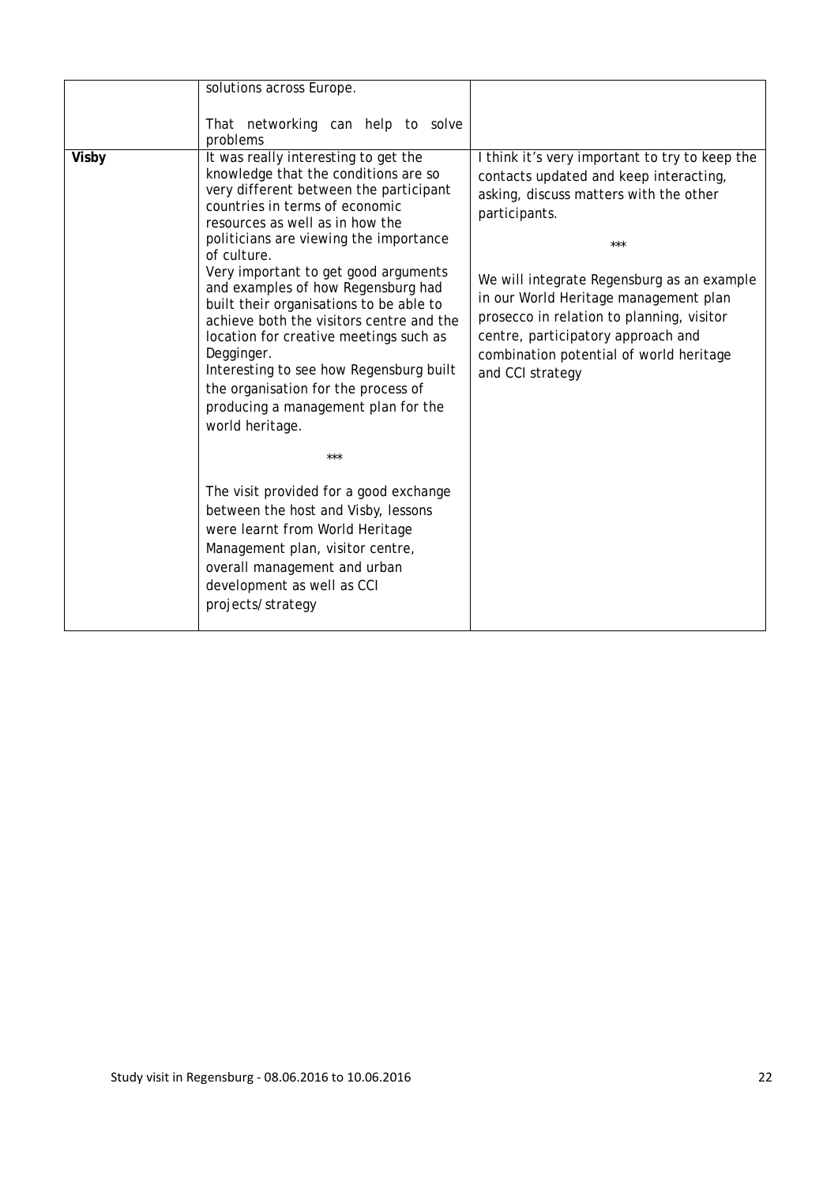| | | |
|---|---|---|
| | solutions across Europe.<br><br>That networking can help to solve problems | |
| **Visby** | It was really interesting to get the knowledge that the conditions are so very different between the participant countries in terms of economic resources as well as in how the politicians are viewing the importance of culture.<br>Very important to get good arguments and examples of how Regensburg had built their organisations to be able to achieve both the visitors centre and the location for creative meetings such as Degginger.<br>Interesting to see how Regensburg built the organisation for the process of producing a management plan for the world heritage.<br><br>***<br><br>The visit provided for a good exchange between the host and Visby, lessons were learnt from World Heritage Management plan, visitor centre, overall management and urban development as well as CCI projects/strategy | I think it's very important to try to keep the contacts updated and keep interacting, asking, discuss matters with the other participants.<br><br>***<br><br>We will integrate Regensburg as an example in our World Heritage management plan prosecco in relation to planning, visitor centre, participatory approach and combination potential of world heritage and CCI strategy |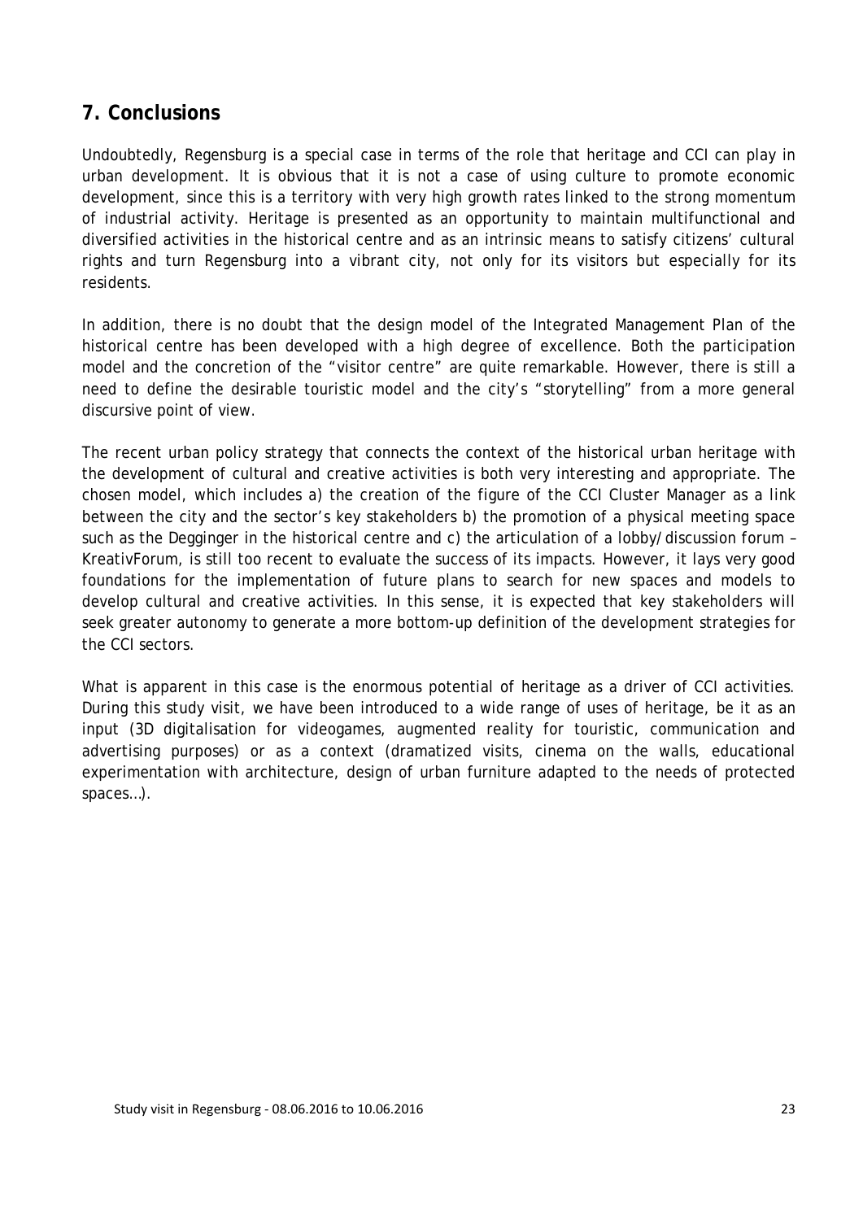## 7. Conclusions

Undoubtedly, Regensburg is a special case in terms of the role that heritage and CCI can play in urban development. It is obvious that it is not a case of using culture to promote economic development, since this is a territory with very high growth rates linked to the strong momentum of industrial activity. Heritage is presented as an opportunity to maintain multifunctional and diversified activities in the historical centre and as an intrinsic means to satisfy citizens' cultural rights and turn Regensburg into a vibrant city, not only for its visitors but especially for its residents.

In addition, there is no doubt that the design model of the Integrated Management Plan of the historical centre has been developed with a high degree of excellence. Both the participation model and the concretion of the "visitor centre" are quite remarkable. However, there is still a need to define the desirable touristic model and the city's "storytelling" from a more general discursive point of view.

The recent urban policy strategy that connects the context of the historical urban heritage with the development of cultural and creative activities is both very interesting and appropriate. The chosen model, which includes a) the creation of the figure of the CCI Cluster Manager as a link between the city and the sector's key stakeholders b) the promotion of a physical meeting space such as the Degginger in the historical centre and c) the articulation of a lobby/discussion forum – KreativForum, is still too recent to evaluate the success of its impacts. However, it lays very good foundations for the implementation of future plans to search for new spaces and models to develop cultural and creative activities. In this sense, it is expected that key stakeholders will seek greater autonomy to generate a more bottom-up definition of the development strategies for the CCI sectors.

What is apparent in this case is the enormous potential of heritage as a driver of CCI activities. During this study visit, we have been introduced to a wide range of uses of heritage, be it as an input (3D digitalisation for videogames, augmented reality for touristic, communication and advertising purposes) or as a context (dramatized visits, cinema on the walls, educational experimentation with architecture, design of urban furniture adapted to the needs of protected spaces…).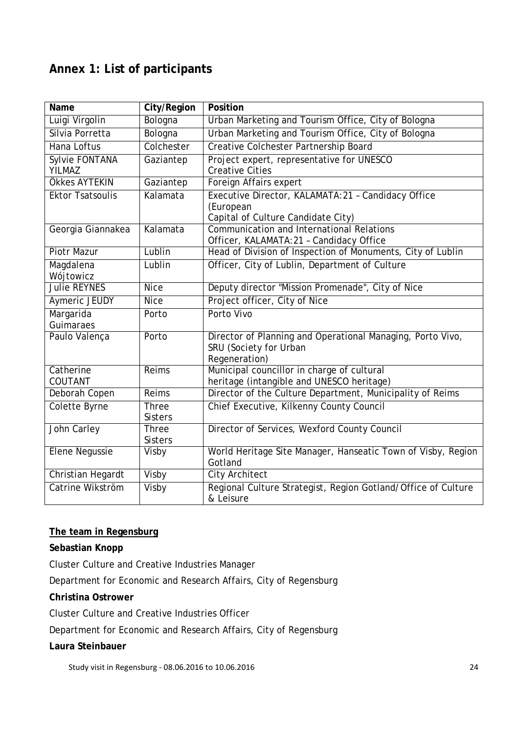## Annex 1: List of participants

| Name | City/Region | Position |
|---|---|---|
| Luigi Virgolin | Bologna | Urban Marketing and Tourism Office, City of Bologna |
| Silvia Porretta | Bologna | Urban Marketing and Tourism Office, City of Bologna |
| Hana Loftus | Colchester | Creative Colchester Partnership Board |
| Sylvie FONTANA YILMAZ | Gaziantep | Project expert, representative for UNESCO Creative Cities |
| Ökkes AYTEKIN | Gaziantep | Foreign Affairs expert |
| Ektor Tsatsoulis | Kalamata | Executive Director, KALAMATA:21 – Candidacy Office (European Capital of Culture Candidate City) |
| Georgia Giannakea | Kalamata | Communication and International Relations Officer, KALAMATA:21 – Candidacy Office |
| Piotr Mazur | Lublin | Head of Division of Inspection of Monuments, City of Lublin |
| Magdalena Wójtowicz | Lublin | Officer, City of Lublin, Department of Culture |
| Julie REYNES | Nice | Deputy director "Mission Promenade", City of Nice |
| Aymeric JEUDY | Nice | Project officer, City of Nice |
| Margarida Guimaraes | Porto | Porto Vivo |
| Paulo Valença | Porto | Director of Planning and Operational Managing, Porto Vivo, SRU (Society for Urban Regeneration) |
| Catherine COUTANT | Reims | Municipal councillor in charge of cultural heritage (intangible and UNESCO heritage) |
| Deborah Copen | Reims | Director of the Culture Department, Municipality of Reims |
| Colette Byrne | Three Sisters | Chief Executive, Kilkenny County Council |
| John Carley | Three Sisters | Director of Services, Wexford County Council |
| Elene Negussie | Visby | World Heritage Site Manager, Hanseatic Town of Visby, Region Gotland |
| Christian Hegardt | Visby | City Architect |
| Catrine Wikström | Visby | Regional Culture Strategist, Region Gotland/Office of Culture & Leisure |

**The team in Regensburg**

**Sebastian Knopp**

Cluster Culture and Creative Industries Manager

Department for Economic and Research Affairs, City of Regensburg

**Christina Ostrower**

Cluster Culture and Creative Industries Officer

Department for Economic and Research Affairs, City of Regensburg

**Laura Steinbauer**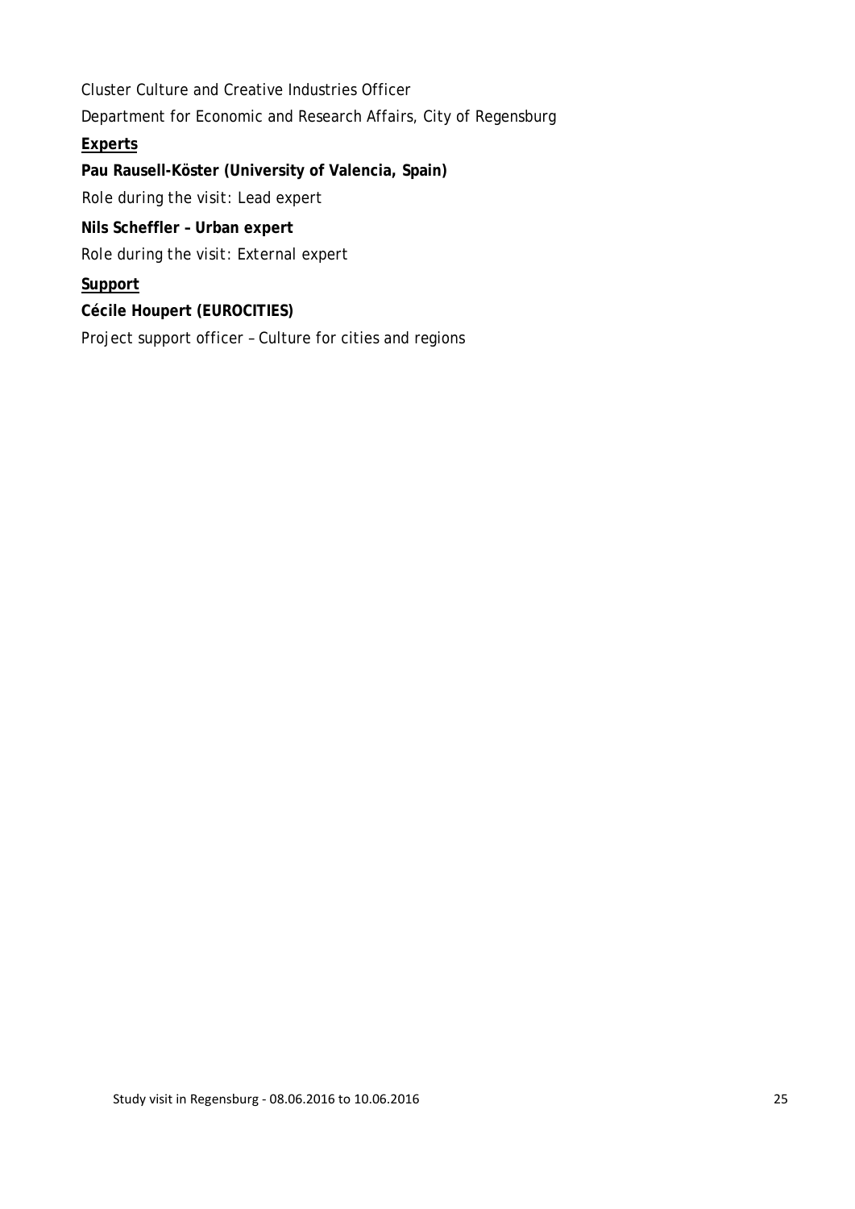Cluster Culture and Creative Industries Officer

Department for Economic and Research Affairs, City of Regensburg

**Experts**

**Pau Rausell-Köster (University of Valencia, Spain)**

Role during the visit: Lead expert

**Nils Scheffler – Urban expert**

Role during the visit: External expert

**Support**

**Cécile Houpert (EUROCITIES)**

Project support officer – Culture for cities and regions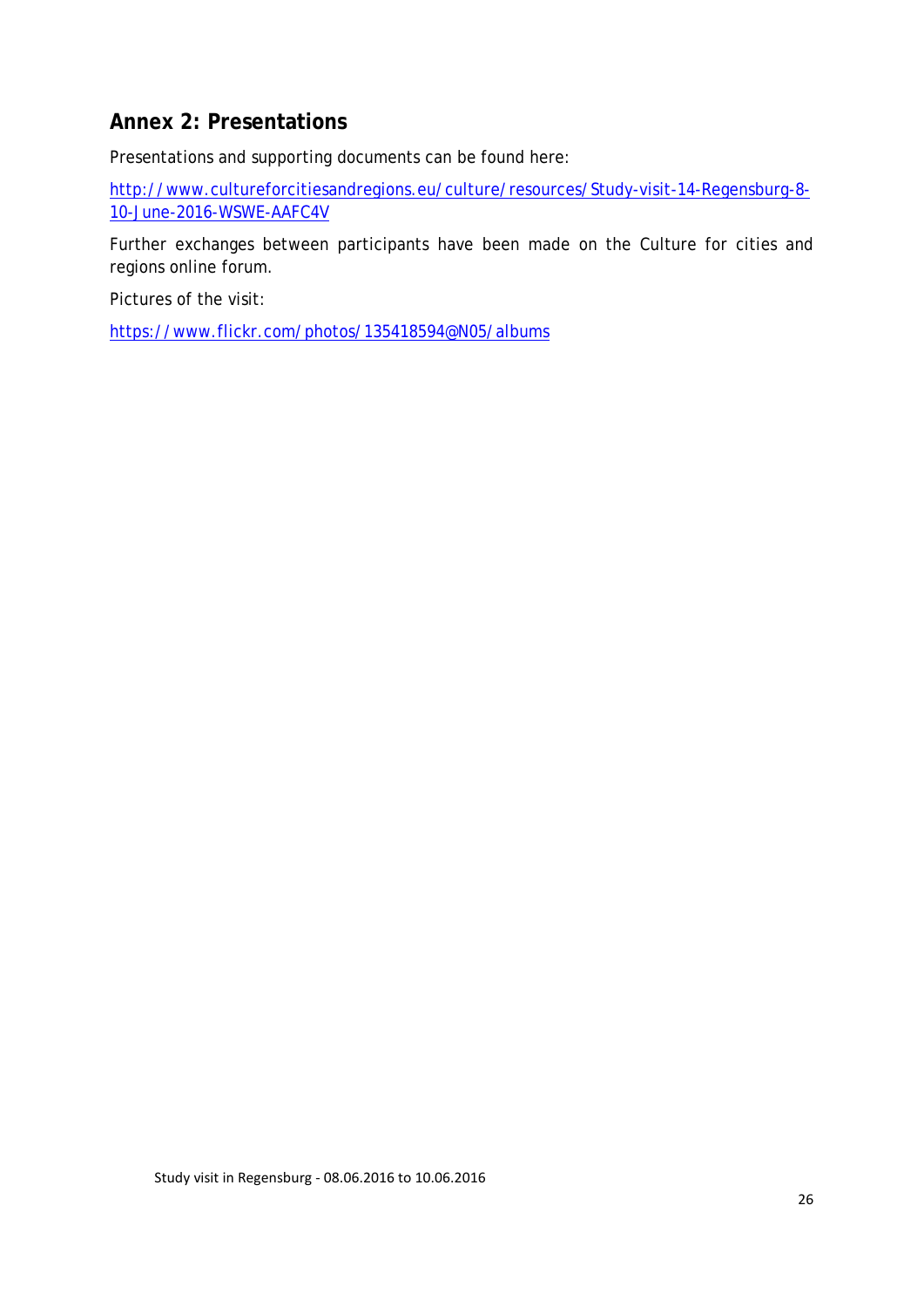## Annex 2: Presentations

Presentations and supporting documents can be found here:

http://www.cultureforcitiesandregions.eu/culture/resources/Study-visit-14-Regensburg-8-10-June-2016-WSWE-AAFC4V

Further exchanges between participants have been made on the Culture for cities and regions online forum.

Pictures of the visit:

https://www.flickr.com/photos/135418594@N05/albums